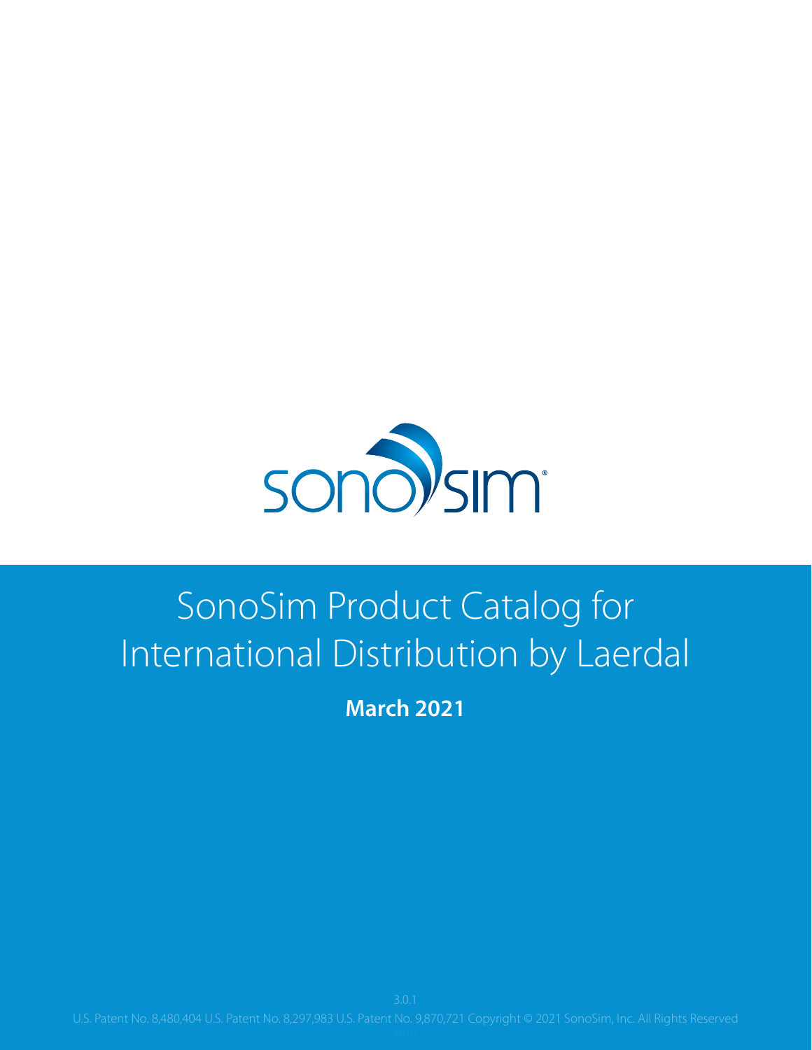# SonoSim Product Catalog for International Distribution by Laerdal

**March 2021**

3.0.1

U.S. Patent No. 8,480,404 U.S. Patent No. 8,297,983 U.S. Patent No. 9,870,721 Copyright © 2021 SonoSim, Inc. All Rights Reserved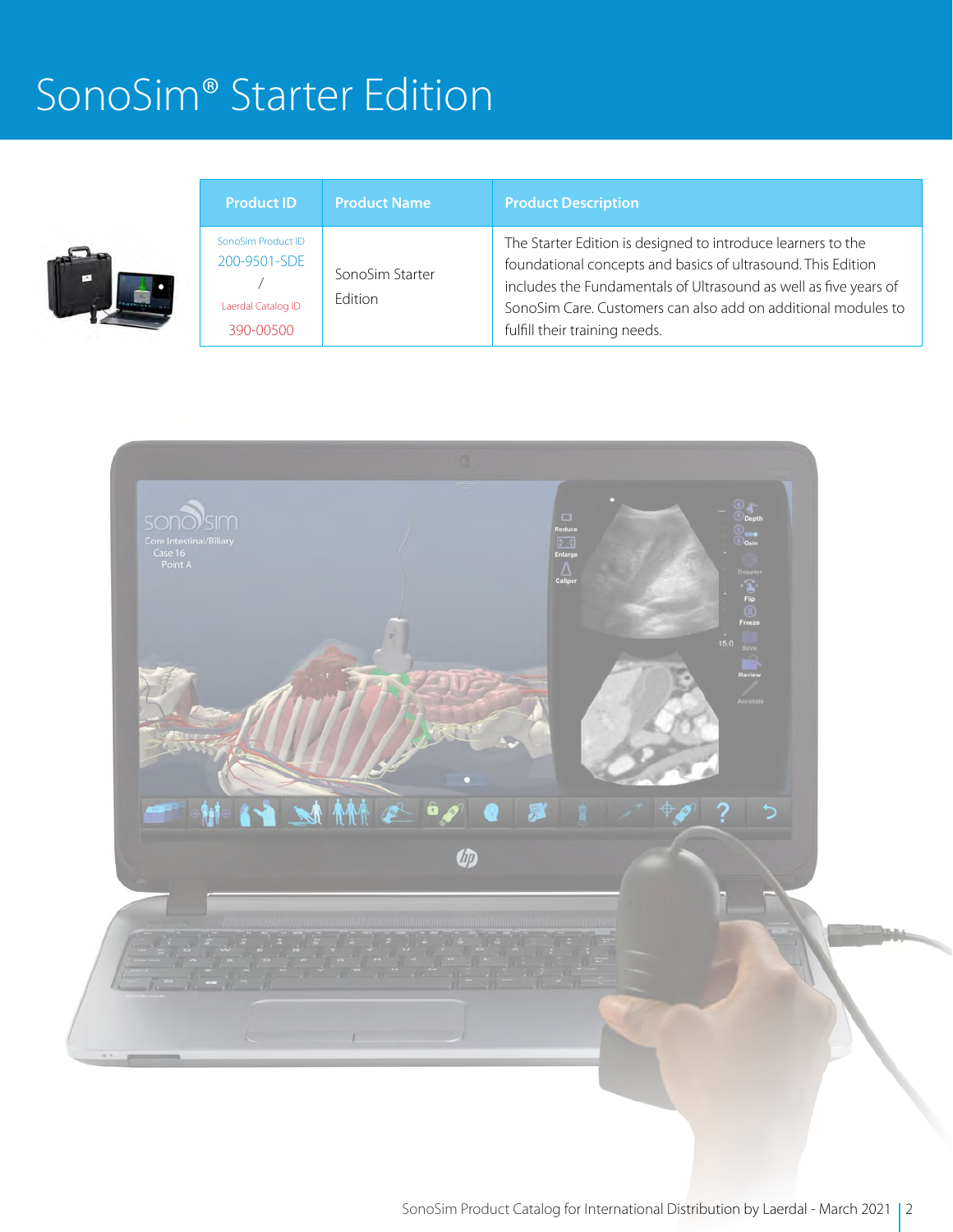# SonoSim® Starter Edition

| Product ID | Product Name | Product Description |
| --- | --- | --- |
| SonoSim Product ID 200-9501-SDE / Laerdal Catalog ID 390-00500 | SonoSim Starter Edition | The Starter Edition is designed to introduce learners to the foundational concepts and basics of ultrasound. This Edition includes the Fundamentals of Ultrasound as well as five years of SonoSim Care. Customers can also add on additional modules to fulfill their training needs. |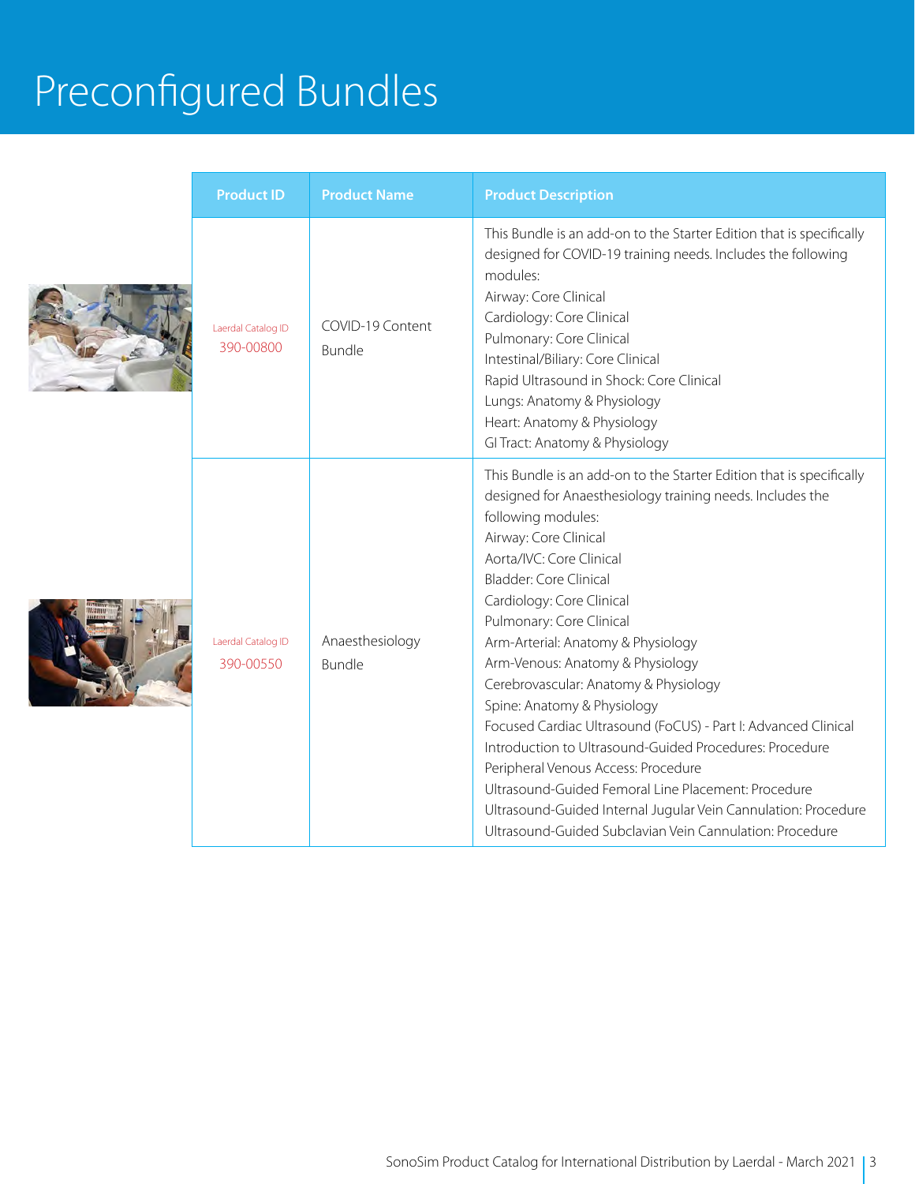# Preconfigured Bundles

| Product ID | Product Name | Product Description |
| --- | --- | --- |
| Laerdal Catalog ID 390-00800 | COVID-19 Content Bundle | This Bundle is an add-on to the Starter Edition that is specifically designed for COVID-19 training needs. Includes the following modules:<br>Airway: Core Clinical<br>Cardiology: Core Clinical<br>Pulmonary: Core Clinical<br>Intestinal/Biliary: Core Clinical<br>Rapid Ultrasound in Shock: Core Clinical<br>Lungs: Anatomy & Physiology<br>Heart: Anatomy & Physiology<br>GI Tract: Anatomy & Physiology |
| Laerdal Catalog ID 390-00550 | Anaesthesiology Bundle | This Bundle is an add-on to the Starter Edition that is specifically designed for Anaesthesiology training needs. Includes the following modules:<br>Airway: Core Clinical<br>Aorta/IVC: Core Clinical<br>Bladder: Core Clinical<br>Cardiology: Core Clinical<br>Pulmonary: Core Clinical<br>Arm-Arterial: Anatomy & Physiology<br>Arm-Venous: Anatomy & Physiology<br>Cerebrovascular: Anatomy & Physiology<br>Spine: Anatomy & Physiology<br>Focused Cardiac Ultrasound (FoCUS) - Part I: Advanced Clinical<br>Introduction to Ultrasound-Guided Procedures: Procedure<br>Peripheral Venous Access: Procedure<br>Ultrasound-Guided Femoral Line Placement: Procedure<br>Ultrasound-Guided Internal Jugular Vein Cannulation: Procedure<br>Ultrasound-Guided Subclavian Vein Cannulation: Procedure |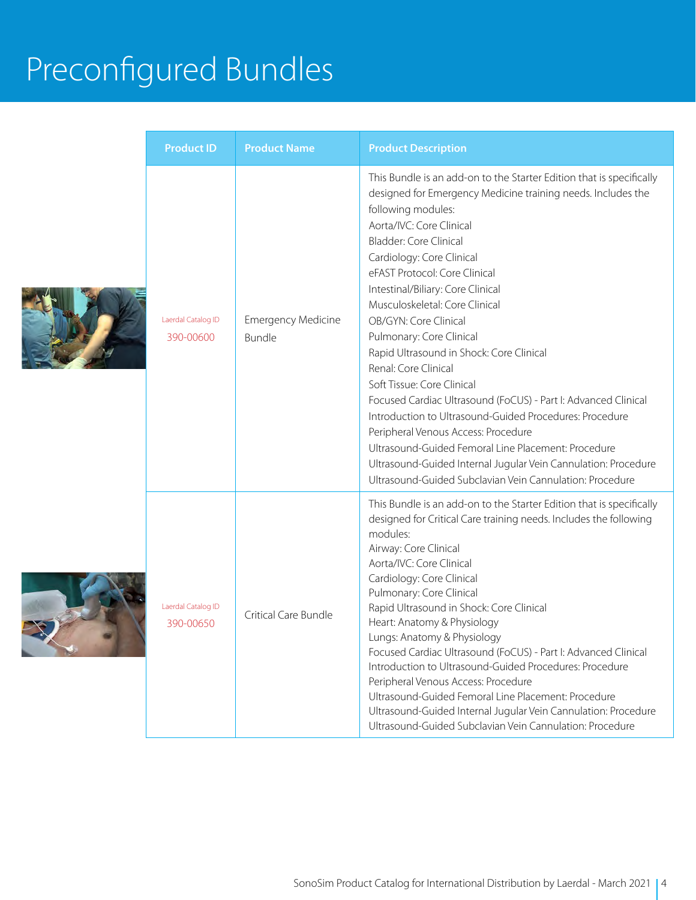# Preconfigured Bundles

| Product ID | Product Name | Product Description |
|---|---|---|
| Laerdal Catalog ID 390-00600 | Emergency Medicine Bundle | This Bundle is an add-on to the Starter Edition that is specifically designed for Emergency Medicine training needs. Includes the following modules:<br>Aorta/IVC: Core Clinical<br>Bladder: Core Clinical<br>Cardiology: Core Clinical<br>eFAST Protocol: Core Clinical<br>Intestinal/Biliary: Core Clinical<br>Musculoskeletal: Core Clinical<br>OB/GYN: Core Clinical<br>Pulmonary: Core Clinical<br>Rapid Ultrasound in Shock: Core Clinical<br>Renal: Core Clinical<br>Soft Tissue: Core Clinical<br>Focused Cardiac Ultrasound (FoCUS) - Part I: Advanced Clinical<br>Introduction to Ultrasound-Guided Procedures: Procedure<br>Peripheral Venous Access: Procedure<br>Ultrasound-Guided Femoral Line Placement: Procedure<br>Ultrasound-Guided Internal Jugular Vein Cannulation: Procedure<br>Ultrasound-Guided Subclavian Vein Cannulation: Procedure |
| Laerdal Catalog ID 390-00650 | Critical Care Bundle | This Bundle is an add-on to the Starter Edition that is specifically designed for Critical Care training needs. Includes the following modules:<br>Airway: Core Clinical<br>Aorta/IVC: Core Clinical<br>Cardiology: Core Clinical<br>Pulmonary: Core Clinical<br>Rapid Ultrasound in Shock: Core Clinical<br>Heart: Anatomy & Physiology<br>Lungs: Anatomy & Physiology<br>Focused Cardiac Ultrasound (FoCUS) - Part I: Advanced Clinical<br>Introduction to Ultrasound-Guided Procedures: Procedure<br>Peripheral Venous Access: Procedure<br>Ultrasound-Guided Femoral Line Placement: Procedure<br>Ultrasound-Guided Internal Jugular Vein Cannulation: Procedure<br>Ultrasound-Guided Subclavian Vein Cannulation: Procedure |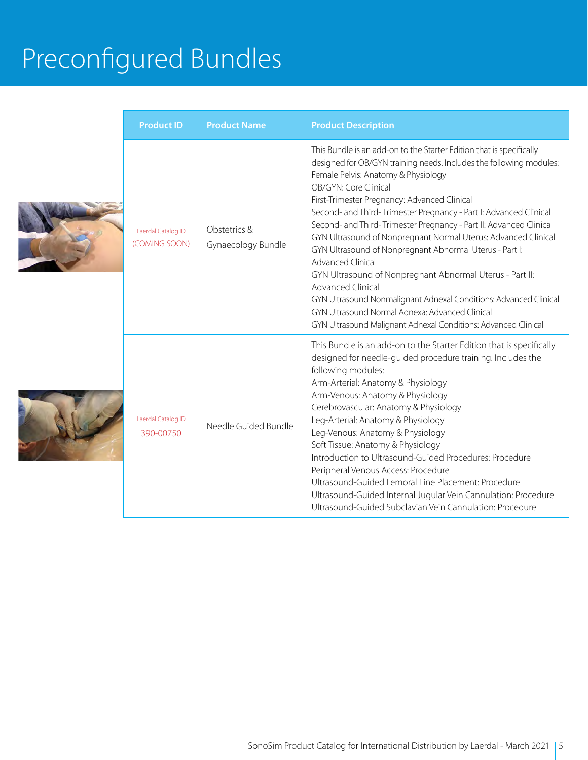# Preconfigured Bundles

| Product ID | Product Name | Product Description |
| --- | --- | --- |
| Laerdal Catalog ID (COMING SOON) | Obstetrics & Gynaecology Bundle | This Bundle is an add-on to the Starter Edition that is specifically designed for OB/GYN training needs. Includes the following modules:<br>Female Pelvis: Anatomy & Physiology<br>OB/GYN: Core Clinical<br>First-Trimester Pregnancy: Advanced Clinical<br>Second- and Third- Trimester Pregnancy - Part I: Advanced Clinical<br>Second- and Third- Trimester Pregnancy - Part II: Advanced Clinical<br>GYN Ultrasound of Nonpregnant Normal Uterus: Advanced Clinical<br>GYN Ultrasound of Nonpregnant Abnormal Uterus - Part I: Advanced Clinical<br>GYN Ultrasound of Nonpregnant Abnormal Uterus - Part II: Advanced Clinical<br>GYN Ultrasound Nonmalignant Adnexal Conditions: Advanced Clinical<br>GYN Ultrasound Normal Adnexa: Advanced Clinical<br>GYN Ultrasound Malignant Adnexal Conditions: Advanced Clinical |
| Laerdal Catalog ID 390-00750 | Needle Guided Bundle | This Bundle is an add-on to the Starter Edition that is specifically designed for needle-guided procedure training. Includes the following modules:<br>Arm-Arterial: Anatomy & Physiology<br>Arm-Venous: Anatomy & Physiology<br>Cerebrovascular: Anatomy & Physiology<br>Leg-Arterial: Anatomy & Physiology<br>Leg-Venous: Anatomy & Physiology<br>Soft Tissue: Anatomy & Physiology<br>Introduction to Ultrasound-Guided Procedures: Procedure<br>Peripheral Venous Access: Procedure<br>Ultrasound-Guided Femoral Line Placement: Procedure<br>Ultrasound-Guided Internal Jugular Vein Cannulation: Procedure<br>Ultrasound-Guided Subclavian Vein Cannulation: Procedure |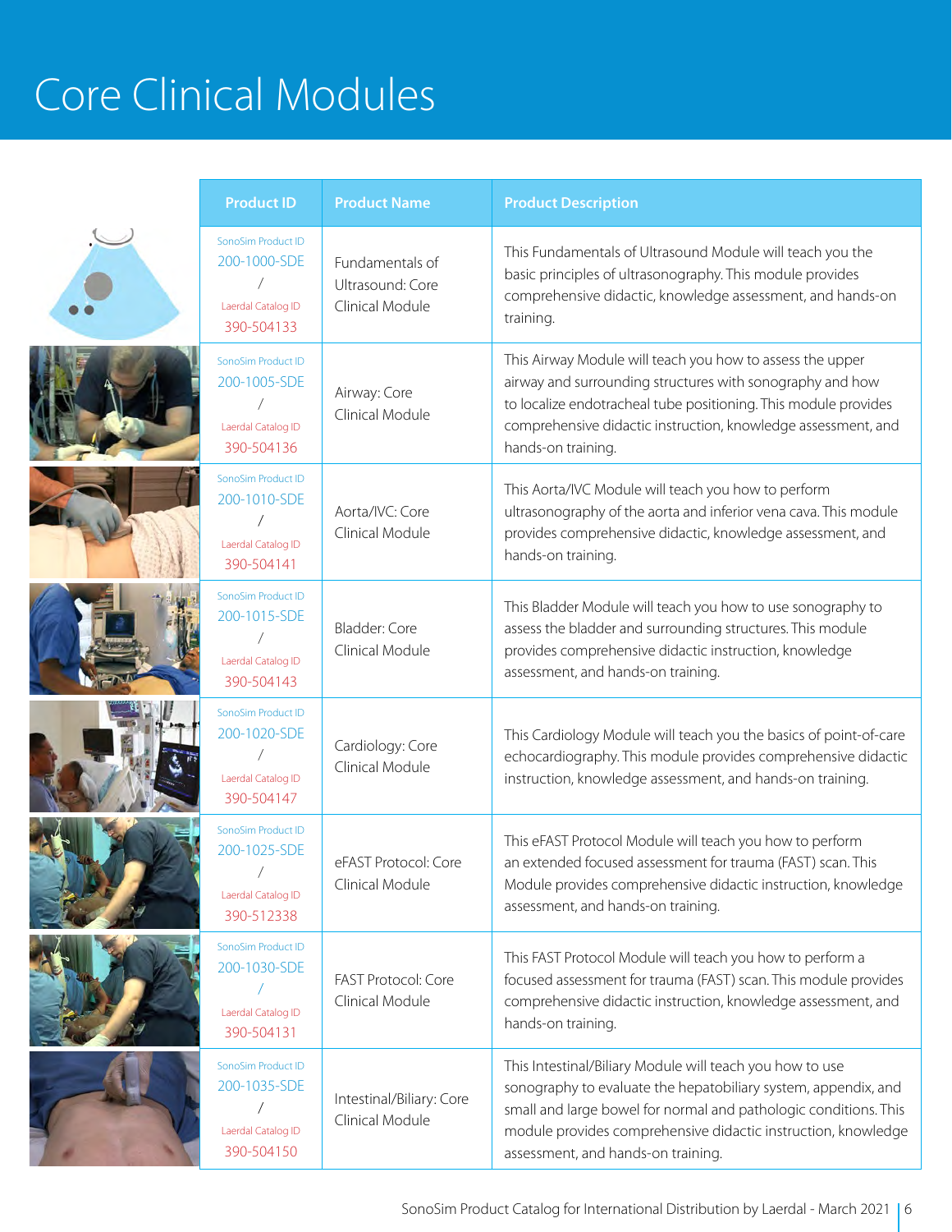# Core Clinical Modules

| Product ID | Product Name | Product Description |
|---|---|---|
| SonoSim Product ID 200-1000-SDE / Laerdal Catalog ID 390-504133 | Fundamentals of Ultrasound: Core Clinical Module | This Fundamentals of Ultrasound Module will teach you the basic principles of ultrasonography. This module provides comprehensive didactic, knowledge assessment, and hands-on training. |
| SonoSim Product ID 200-1005-SDE / Laerdal Catalog ID 390-504136 | Airway: Core Clinical Module | This Airway Module will teach you how to assess the upper airway and surrounding structures with sonography and how to localize endotracheal tube positioning. This module provides comprehensive didactic instruction, knowledge assessment, and hands-on training. |
| SonoSim Product ID 200-1010-SDE / Laerdal Catalog ID 390-504141 | Aorta/IVC: Core Clinical Module | This Aorta/IVC Module will teach you how to perform ultrasonography of the aorta and inferior vena cava. This module provides comprehensive didactic, knowledge assessment, and hands-on training. |
| SonoSim Product ID 200-1015-SDE / Laerdal Catalog ID 390-504143 | Bladder: Core Clinical Module | This Bladder Module will teach you how to use sonography to assess the bladder and surrounding structures. This module provides comprehensive didactic instruction, knowledge assessment, and hands-on training. |
| SonoSim Product ID 200-1020-SDE / Laerdal Catalog ID 390-504147 | Cardiology: Core Clinical Module | This Cardiology Module will teach you the basics of point-of-care echocardiography. This module provides comprehensive didactic instruction, knowledge assessment, and hands-on training. |
| SonoSim Product ID 200-1025-SDE / Laerdal Catalog ID 390-512338 | eFAST Protocol: Core Clinical Module | This eFAST Protocol Module will teach you how to perform an extended focused assessment for trauma (FAST) scan. This Module provides comprehensive didactic instruction, knowledge assessment, and hands-on training. |
| SonoSim Product ID 200-1030-SDE / Laerdal Catalog ID 390-504131 | FAST Protocol: Core Clinical Module | This FAST Protocol Module will teach you how to perform a focused assessment for trauma (FAST) scan. This module provides comprehensive didactic instruction, knowledge assessment, and hands-on training. |
| SonoSim Product ID 200-1035-SDE / Laerdal Catalog ID 390-504150 | Intestinal/Biliary: Core Clinical Module | This Intestinal/Biliary Module will teach you how to use sonography to evaluate the hepatobiliary system, appendix, and small and large bowel for normal and pathologic conditions. This module provides comprehensive didactic instruction, knowledge assessment, and hands-on training. |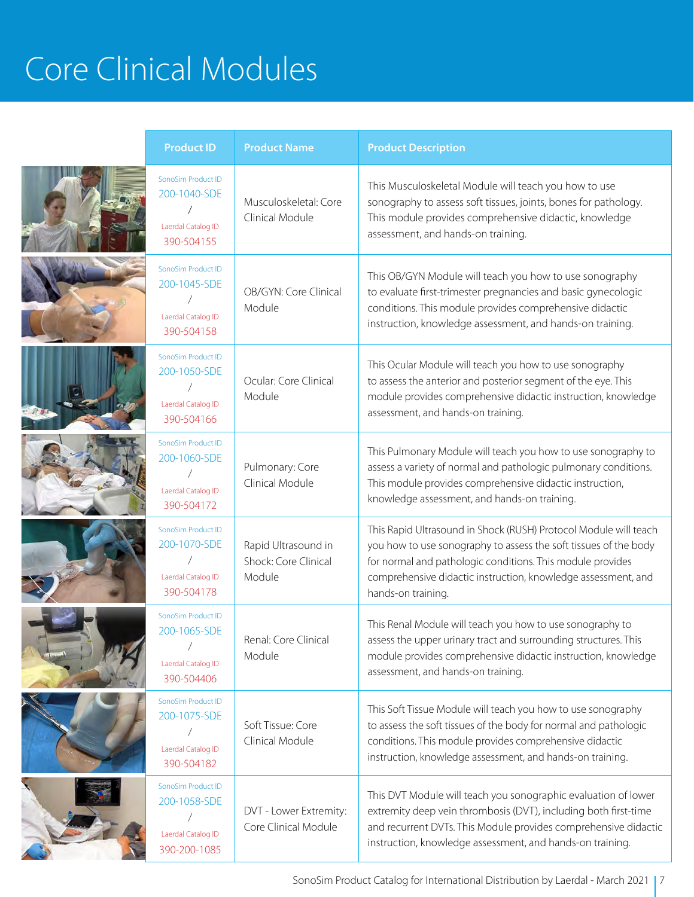# Core Clinical Modules

| Product ID | Product Name | Product Description |
|---|---|---|
| SonoSim Product ID 200-1040-SDE / Laerdal Catalog ID 390-504155 | Musculoskeletal: Core Clinical Module | This Musculoskeletal Module will teach you how to use sonography to assess soft tissues, joints, bones for pathology. This module provides comprehensive didactic, knowledge assessment, and hands-on training. |
| SonoSim Product ID 200-1045-SDE / Laerdal Catalog ID 390-504158 | OB/GYN: Core Clinical Module | This OB/GYN Module will teach you how to use sonography to evaluate first-trimester pregnancies and basic gynecologic conditions. This module provides comprehensive didactic instruction, knowledge assessment, and hands-on training. |
| SonoSim Product ID 200-1050-SDE / Laerdal Catalog ID 390-504166 | Ocular: Core Clinical Module | This Ocular Module will teach you how to use sonography to assess the anterior and posterior segment of the eye. This module provides comprehensive didactic instruction, knowledge assessment, and hands-on training. |
| SonoSim Product ID 200-1060-SDE / Laerdal Catalog ID 390-504172 | Pulmonary: Core Clinical Module | This Pulmonary Module will teach you how to use sonography to assess a variety of normal and pathologic pulmonary conditions. This module provides comprehensive didactic instruction, knowledge assessment, and hands-on training. |
| SonoSim Product ID 200-1070-SDE / Laerdal Catalog ID 390-504178 | Rapid Ultrasound in Shock: Core Clinical Module | This Rapid Ultrasound in Shock (RUSH) Protocol Module will teach you how to use sonography to assess the soft tissues of the body for normal and pathologic conditions. This module provides comprehensive didactic instruction, knowledge assessment, and hands-on training. |
| SonoSim Product ID 200-1065-SDE / Laerdal Catalog ID 390-504406 | Renal: Core Clinical Module | This Renal Module will teach you how to use sonography to assess the upper urinary tract and surrounding structures. This module provides comprehensive didactic instruction, knowledge assessment, and hands-on training. |
| SonoSim Product ID 200-1075-SDE / Laerdal Catalog ID 390-504182 | Soft Tissue: Core Clinical Module | This Soft Tissue Module will teach you how to use sonography to assess the soft tissues of the body for normal and pathologic conditions. This module provides comprehensive didactic instruction, knowledge assessment, and hands-on training. |
| SonoSim Product ID 200-1058-SDE / Laerdal Catalog ID 390-200-1085 | DVT - Lower Extremity: Core Clinical Module | This DVT Module will teach you sonographic evaluation of lower extremity deep vein thrombosis (DVT), including both first-time and recurrent DVTs. This Module provides comprehensive didactic instruction, knowledge assessment, and hands-on training. |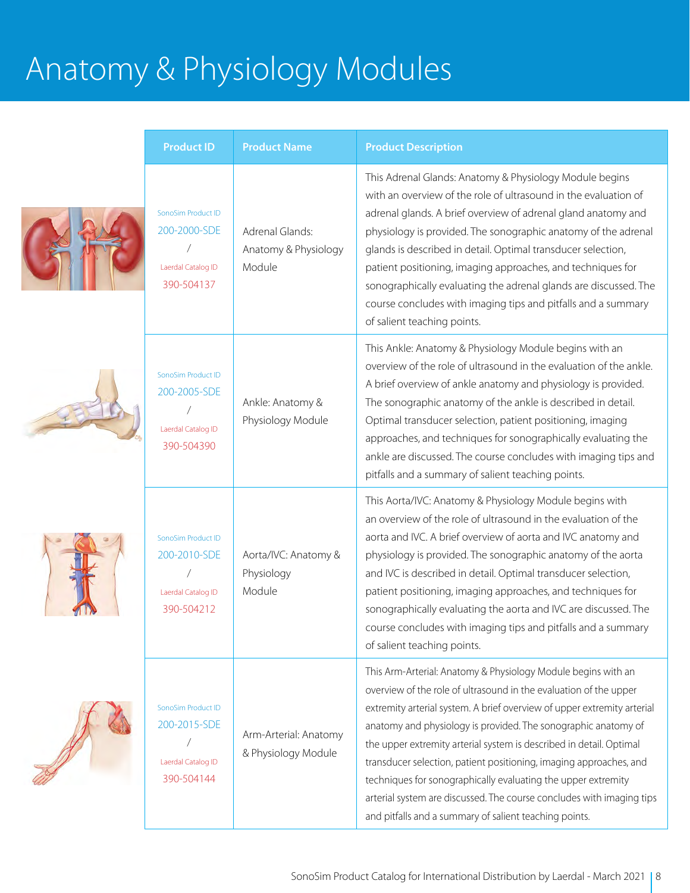# Anatomy & Physiology Modules

| Product ID | Product Name | Product Description |
|---|---|---|
| SonoSim Product ID 200-2000-SDE / Laerdal Catalog ID 390-504137 | Adrenal Glands: Anatomy & Physiology Module | This Adrenal Glands: Anatomy & Physiology Module begins with an overview of the role of ultrasound in the evaluation of adrenal glands. A brief overview of adrenal gland anatomy and physiology is provided. The sonographic anatomy of the adrenal glands is described in detail. Optimal transducer selection, patient positioning, imaging approaches, and techniques for sonographically evaluating the adrenal glands are discussed. The course concludes with imaging tips and pitfalls and a summary of salient teaching points. |
| SonoSim Product ID 200-2005-SDE / Laerdal Catalog ID 390-504390 | Ankle: Anatomy & Physiology Module | This Ankle: Anatomy & Physiology Module begins with an overview of the role of ultrasound in the evaluation of the ankle. A brief overview of ankle anatomy and physiology is provided. The sonographic anatomy of the ankle is described in detail. Optimal transducer selection, patient positioning, imaging approaches, and techniques for sonographically evaluating the ankle are discussed. The course concludes with imaging tips and pitfalls and a summary of salient teaching points. |
| SonoSim Product ID 200-2010-SDE / Laerdal Catalog ID 390-504212 | Aorta/IVC: Anatomy & Physiology Module | This Aorta/IVC: Anatomy & Physiology Module begins with an overview of the role of ultrasound in the evaluation of the aorta and IVC. A brief overview of aorta and IVC anatomy and physiology is provided. The sonographic anatomy of the aorta and IVC is described in detail. Optimal transducer selection, patient positioning, imaging approaches, and techniques for sonographically evaluating the aorta and IVC are discussed. The course concludes with imaging tips and pitfalls and a summary of salient teaching points. |
| SonoSim Product ID 200-2015-SDE / Laerdal Catalog ID 390-504144 | Arm-Arterial: Anatomy & Physiology Module | This Arm-Arterial: Anatomy & Physiology Module begins with an overview of the role of ultrasound in the evaluation of the upper extremity arterial system. A brief overview of upper extremity arterial anatomy and physiology is provided. The sonographic anatomy of the upper extremity arterial system is described in detail. Optimal transducer selection, patient positioning, imaging approaches, and techniques for sonographically evaluating the upper extremity arterial system are discussed. The course concludes with imaging tips and pitfalls and a summary of salient teaching points. |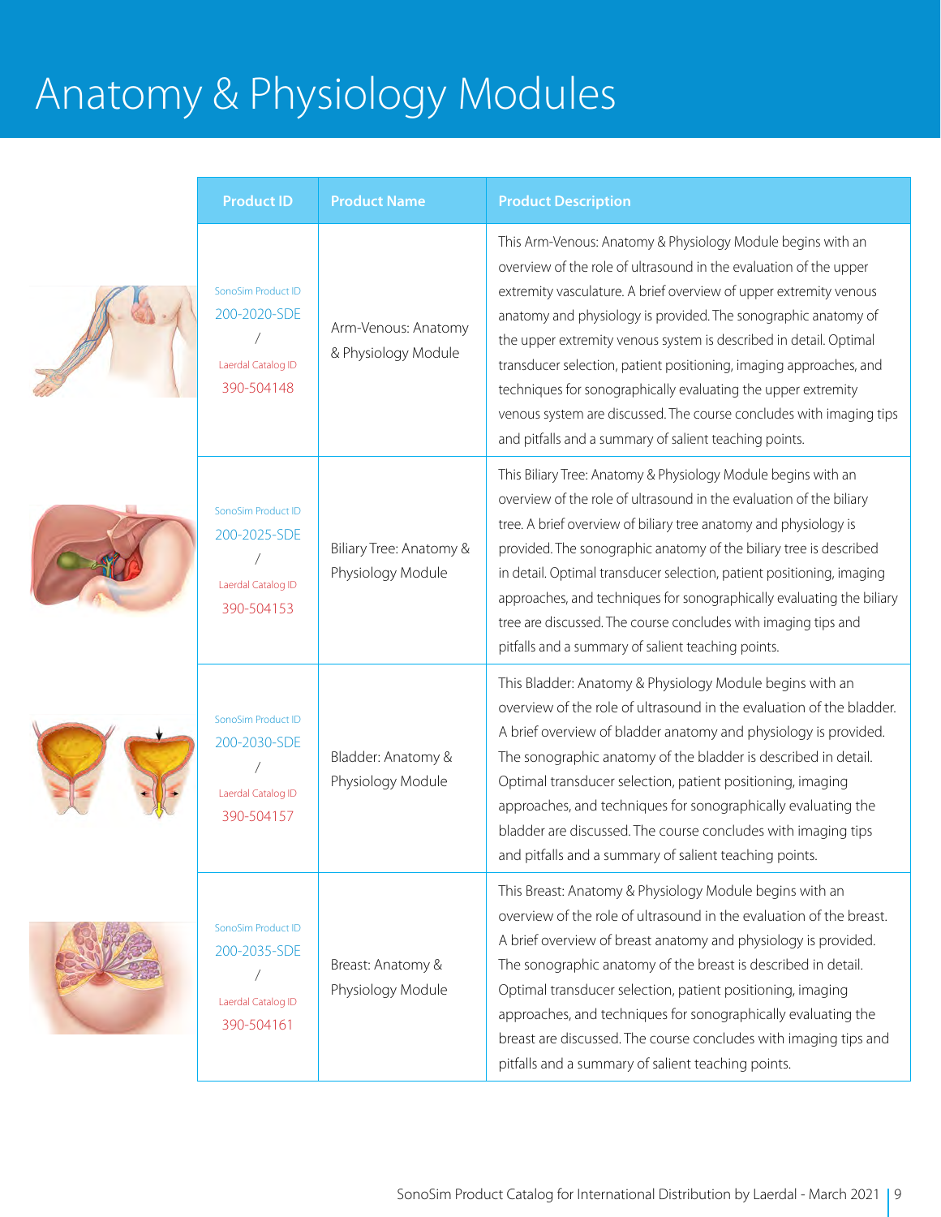# Anatomy & Physiology Modules

| Product ID | Product Name | Product Description |
| --- | --- | --- |
| SonoSim Product ID 200-2020-SDE / Laerdal Catalog ID 390-504148 | Arm-Venous: Anatomy & Physiology Module | This Arm-Venous: Anatomy & Physiology Module begins with an overview of the role of ultrasound in the evaluation of the upper extremity vasculature. A brief overview of upper extremity venous anatomy and physiology is provided. The sonographic anatomy of the upper extremity venous system is described in detail. Optimal transducer selection, patient positioning, imaging approaches, and techniques for sonographically evaluating the upper extremity venous system are discussed. The course concludes with imaging tips and pitfalls and a summary of salient teaching points. |
| SonoSim Product ID 200-2025-SDE / Laerdal Catalog ID 390-504153 | Biliary Tree: Anatomy & Physiology Module | This Biliary Tree: Anatomy & Physiology Module begins with an overview of the role of ultrasound in the evaluation of the biliary tree. A brief overview of biliary tree anatomy and physiology is provided. The sonographic anatomy of the biliary tree is described in detail. Optimal transducer selection, patient positioning, imaging approaches, and techniques for sonographically evaluating the biliary tree are discussed. The course concludes with imaging tips and pitfalls and a summary of salient teaching points. |
| SonoSim Product ID 200-2030-SDE / Laerdal Catalog ID 390-504157 | Bladder: Anatomy & Physiology Module | This Bladder: Anatomy & Physiology Module begins with an overview of the role of ultrasound in the evaluation of the bladder. A brief overview of bladder anatomy and physiology is provided. The sonographic anatomy of the bladder is described in detail. Optimal transducer selection, patient positioning, imaging approaches, and techniques for sonographically evaluating the bladder are discussed. The course concludes with imaging tips and pitfalls and a summary of salient teaching points. |
| SonoSim Product ID 200-2035-SDE / Laerdal Catalog ID 390-504161 | Breast: Anatomy & Physiology Module | This Breast: Anatomy & Physiology Module begins with an overview of the role of ultrasound in the evaluation of the breast. A brief overview of breast anatomy and physiology is provided. The sonographic anatomy of the breast is described in detail. Optimal transducer selection, patient positioning, imaging approaches, and techniques for sonographically evaluating the breast are discussed. The course concludes with imaging tips and pitfalls and a summary of salient teaching points. |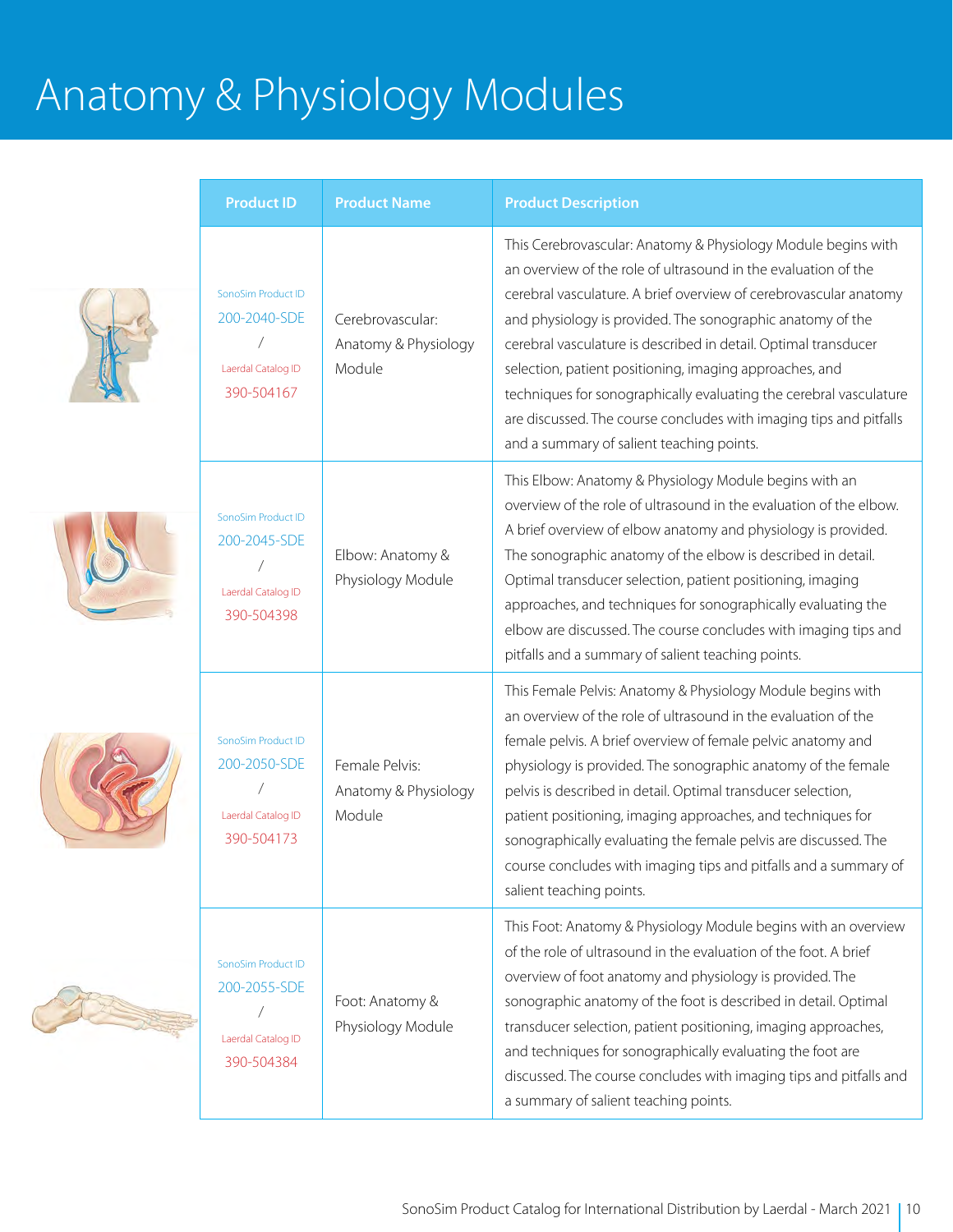# Anatomy & Physiology Modules

| Product ID | Product Name | Product Description |
|---|---|---|
| SonoSim Product ID 200-2040-SDE / Laerdal Catalog ID 390-504167 | Cerebrovascular: Anatomy & Physiology Module | This Cerebrovascular: Anatomy & Physiology Module begins with an overview of the role of ultrasound in the evaluation of the cerebral vasculature. A brief overview of cerebrovascular anatomy and physiology is provided. The sonographic anatomy of the cerebral vasculature is described in detail. Optimal transducer selection, patient positioning, imaging approaches, and techniques for sonographically evaluating the cerebral vasculature are discussed. The course concludes with imaging tips and pitfalls and a summary of salient teaching points. |
| SonoSim Product ID 200-2045-SDE / Laerdal Catalog ID 390-504398 | Elbow: Anatomy & Physiology Module | This Elbow: Anatomy & Physiology Module begins with an overview of the role of ultrasound in the evaluation of the elbow. A brief overview of elbow anatomy and physiology is provided. The sonographic anatomy of the elbow is described in detail. Optimal transducer selection, patient positioning, imaging approaches, and techniques for sonographically evaluating the elbow are discussed. The course concludes with imaging tips and pitfalls and a summary of salient teaching points. |
| SonoSim Product ID 200-2050-SDE / Laerdal Catalog ID 390-504173 | Female Pelvis: Anatomy & Physiology Module | This Female Pelvis: Anatomy & Physiology Module begins with an overview of the role of ultrasound in the evaluation of the female pelvis. A brief overview of female pelvic anatomy and physiology is provided. The sonographic anatomy of the female pelvis is described in detail. Optimal transducer selection, patient positioning, imaging approaches, and techniques for sonographically evaluating the female pelvis are discussed. The course concludes with imaging tips and pitfalls and a summary of salient teaching points. |
| SonoSim Product ID 200-2055-SDE / Laerdal Catalog ID 390-504384 | Foot: Anatomy & Physiology Module | This Foot: Anatomy & Physiology Module begins with an overview of the role of ultrasound in the evaluation of the foot. A brief overview of foot anatomy and physiology is provided. The sonographic anatomy of the foot is described in detail. Optimal transducer selection, patient positioning, imaging approaches, and techniques for sonographically evaluating the foot are discussed. The course concludes with imaging tips and pitfalls and a summary of salient teaching points. |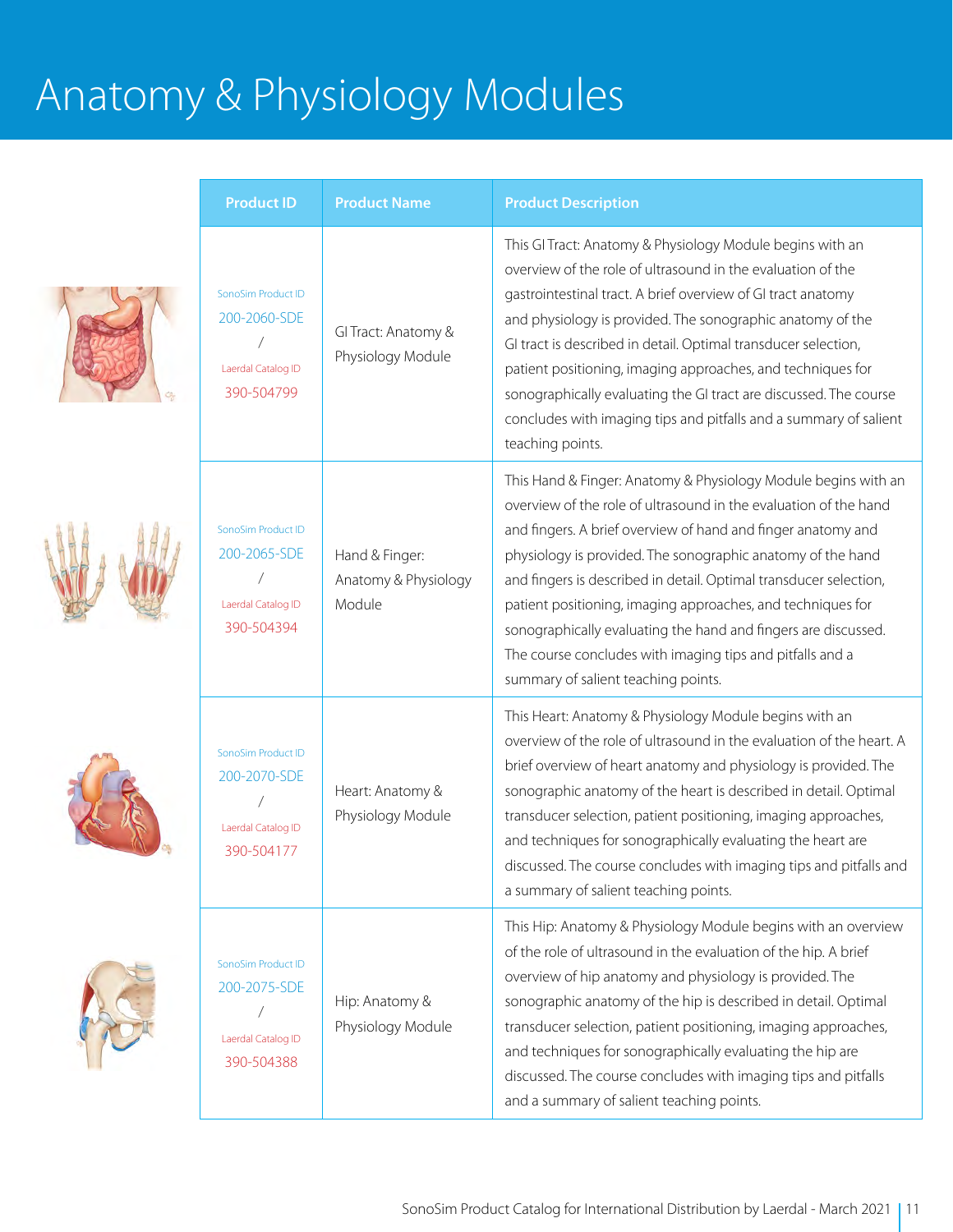# Anatomy & Physiology Modules

| Product ID | Product Name | Product Description |
|---|---|---|
| SonoSim Product ID 200-2060-SDE / Laerdal Catalog ID 390-504799 | GI Tract: Anatomy & Physiology Module | This GI Tract: Anatomy & Physiology Module begins with an overview of the role of ultrasound in the evaluation of the gastrointestinal tract. A brief overview of GI tract anatomy and physiology is provided. The sonographic anatomy of the GI tract is described in detail. Optimal transducer selection, patient positioning, imaging approaches, and techniques for sonographically evaluating the GI tract are discussed. The course concludes with imaging tips and pitfalls and a summary of salient teaching points. |
| SonoSim Product ID 200-2065-SDE / Laerdal Catalog ID 390-504394 | Hand & Finger: Anatomy & Physiology Module | This Hand & Finger: Anatomy & Physiology Module begins with an overview of the role of ultrasound in the evaluation of the hand and fingers. A brief overview of hand and finger anatomy and physiology is provided. The sonographic anatomy of the hand and fingers is described in detail. Optimal transducer selection, patient positioning, imaging approaches, and techniques for sonographically evaluating the hand and fingers are discussed. The course concludes with imaging tips and pitfalls and a summary of salient teaching points. |
| SonoSim Product ID 200-2070-SDE / Laerdal Catalog ID 390-504177 | Heart: Anatomy & Physiology Module | This Heart: Anatomy & Physiology Module begins with an overview of the role of ultrasound in the evaluation of the heart. A brief overview of heart anatomy and physiology is provided. The sonographic anatomy of the heart is described in detail. Optimal transducer selection, patient positioning, imaging approaches, and techniques for sonographically evaluating the heart are discussed. The course concludes with imaging tips and pitfalls and a summary of salient teaching points. |
| SonoSim Product ID 200-2075-SDE / Laerdal Catalog ID 390-504388 | Hip: Anatomy & Physiology Module | This Hip: Anatomy & Physiology Module begins with an overview of the role of ultrasound in the evaluation of the hip. A brief overview of hip anatomy and physiology is provided. The sonographic anatomy of the hip is described in detail. Optimal transducer selection, patient positioning, imaging approaches, and techniques for sonographically evaluating the hip are discussed. The course concludes with imaging tips and pitfalls and a summary of salient teaching points. |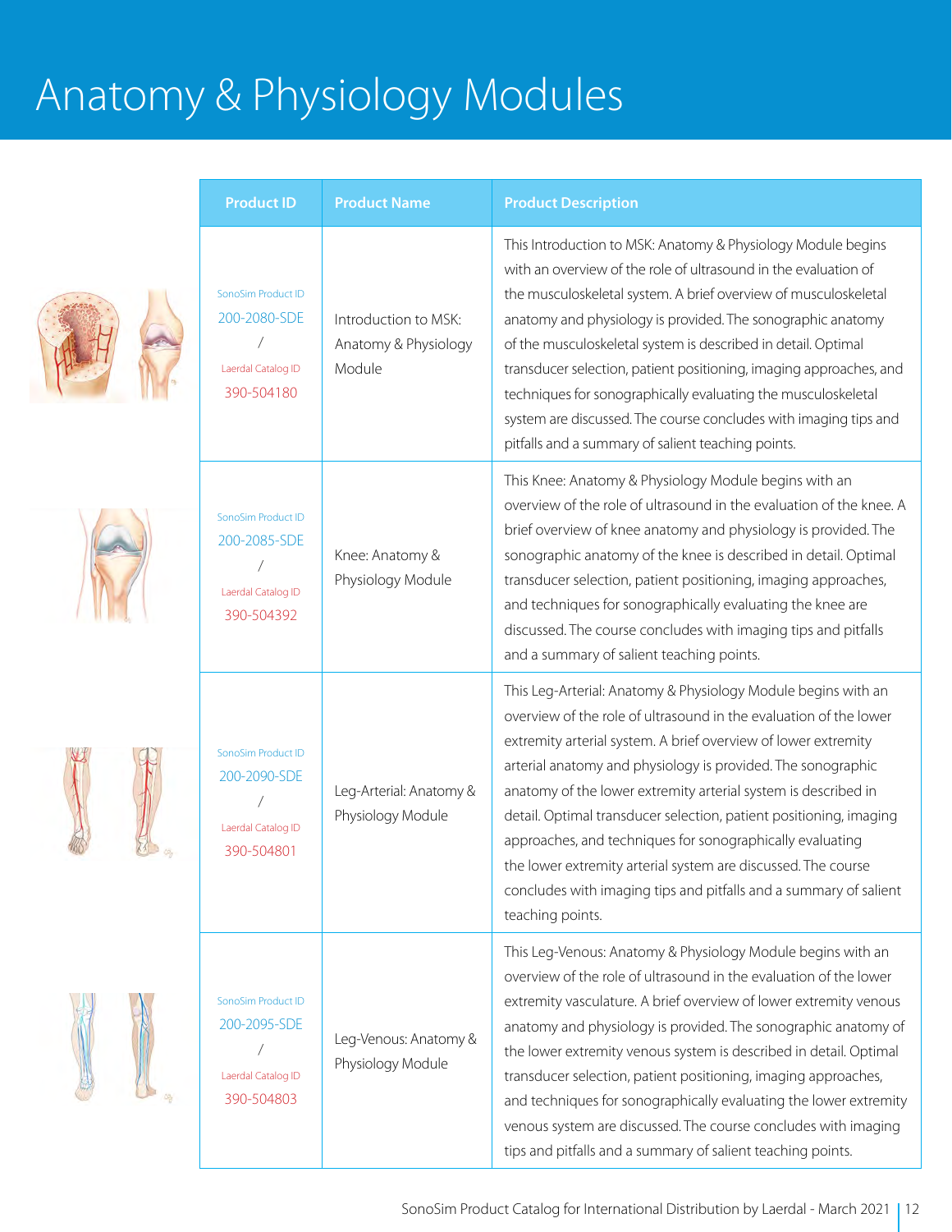# Anatomy & Physiology Modules

| Product ID | Product Name | Product Description |
|---|---|---|
| SonoSim Product ID 200-2080-SDE / Laerdal Catalog ID 390-504180 | Introduction to MSK: Anatomy & Physiology Module | This Introduction to MSK: Anatomy & Physiology Module begins with an overview of the role of ultrasound in the evaluation of the musculoskeletal system. A brief overview of musculoskeletal anatomy and physiology is provided. The sonographic anatomy of the musculoskeletal system is described in detail. Optimal transducer selection, patient positioning, imaging approaches, and techniques for sonographically evaluating the musculoskeletal system are discussed. The course concludes with imaging tips and pitfalls and a summary of salient teaching points. |
| SonoSim Product ID 200-2085-SDE / Laerdal Catalog ID 390-504392 | Knee: Anatomy & Physiology Module | This Knee: Anatomy & Physiology Module begins with an overview of the role of ultrasound in the evaluation of the knee. A brief overview of knee anatomy and physiology is provided. The sonographic anatomy of the knee is described in detail. Optimal transducer selection, patient positioning, imaging approaches, and techniques for sonographically evaluating the knee are discussed. The course concludes with imaging tips and pitfalls and a summary of salient teaching points. |
| SonoSim Product ID 200-2090-SDE / Laerdal Catalog ID 390-504801 | Leg-Arterial: Anatomy & Physiology Module | This Leg-Arterial: Anatomy & Physiology Module begins with an overview of the role of ultrasound in the evaluation of the lower extremity arterial system. A brief overview of lower extremity arterial anatomy and physiology is provided. The sonographic anatomy of the lower extremity arterial system is described in detail. Optimal transducer selection, patient positioning, imaging approaches, and techniques for sonographically evaluating the lower extremity arterial system are discussed. The course concludes with imaging tips and pitfalls and a summary of salient teaching points. |
| SonoSim Product ID 200-2095-SDE / Laerdal Catalog ID 390-504803 | Leg-Venous: Anatomy & Physiology Module | This Leg-Venous: Anatomy & Physiology Module begins with an overview of the role of ultrasound in the evaluation of the lower extremity vasculature. A brief overview of lower extremity venous anatomy and physiology is provided. The sonographic anatomy of the lower extremity venous system is described in detail. Optimal transducer selection, patient positioning, imaging approaches, and techniques for sonographically evaluating the lower extremity venous system are discussed. The course concludes with imaging tips and pitfalls and a summary of salient teaching points. |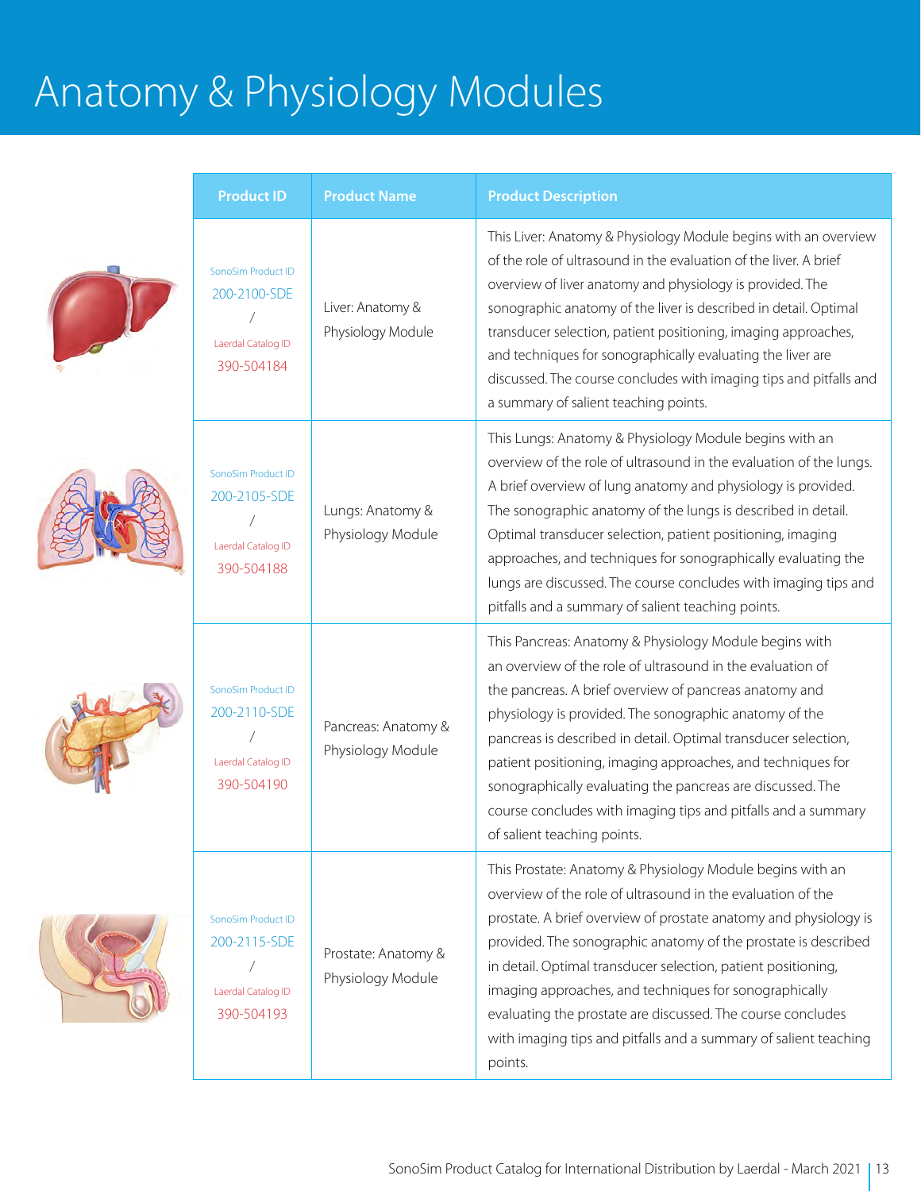# Anatomy & Physiology Modules

| Product ID | Product Name | Product Description |
|---|---|---|
| SonoSim Product ID 200-2100-SDE / Laerdal Catalog ID 390-504184 | Liver: Anatomy & Physiology Module | This Liver: Anatomy & Physiology Module begins with an overview of the role of ultrasound in the evaluation of the liver. A brief overview of liver anatomy and physiology is provided. The sonographic anatomy of the liver is described in detail. Optimal transducer selection, patient positioning, imaging approaches, and techniques for sonographically evaluating the liver are discussed. The course concludes with imaging tips and pitfalls and a summary of salient teaching points. |
| SonoSim Product ID 200-2105-SDE / Laerdal Catalog ID 390-504188 | Lungs: Anatomy & Physiology Module | This Lungs: Anatomy & Physiology Module begins with an overview of the role of ultrasound in the evaluation of the lungs. A brief overview of lung anatomy and physiology is provided. The sonographic anatomy of the lungs is described in detail. Optimal transducer selection, patient positioning, imaging approaches, and techniques for sonographically evaluating the lungs are discussed. The course concludes with imaging tips and pitfalls and a summary of salient teaching points. |
| SonoSim Product ID 200-2110-SDE / Laerdal Catalog ID 390-504190 | Pancreas: Anatomy & Physiology Module | This Pancreas: Anatomy & Physiology Module begins with an overview of the role of ultrasound in the evaluation of the pancreas. A brief overview of pancreas anatomy and physiology is provided. The sonographic anatomy of the pancreas is described in detail. Optimal transducer selection, patient positioning, imaging approaches, and techniques for sonographically evaluating the pancreas are discussed. The course concludes with imaging tips and pitfalls and a summary of salient teaching points. |
| SonoSim Product ID 200-2115-SDE / Laerdal Catalog ID 390-504193 | Prostate: Anatomy & Physiology Module | This Prostate: Anatomy & Physiology Module begins with an overview of the role of ultrasound in the evaluation of the prostate. A brief overview of prostate anatomy and physiology is provided. The sonographic anatomy of the prostate is described in detail. Optimal transducer selection, patient positioning, imaging approaches, and techniques for sonographically evaluating the prostate are discussed. The course concludes with imaging tips and pitfalls and a summary of salient teaching points. |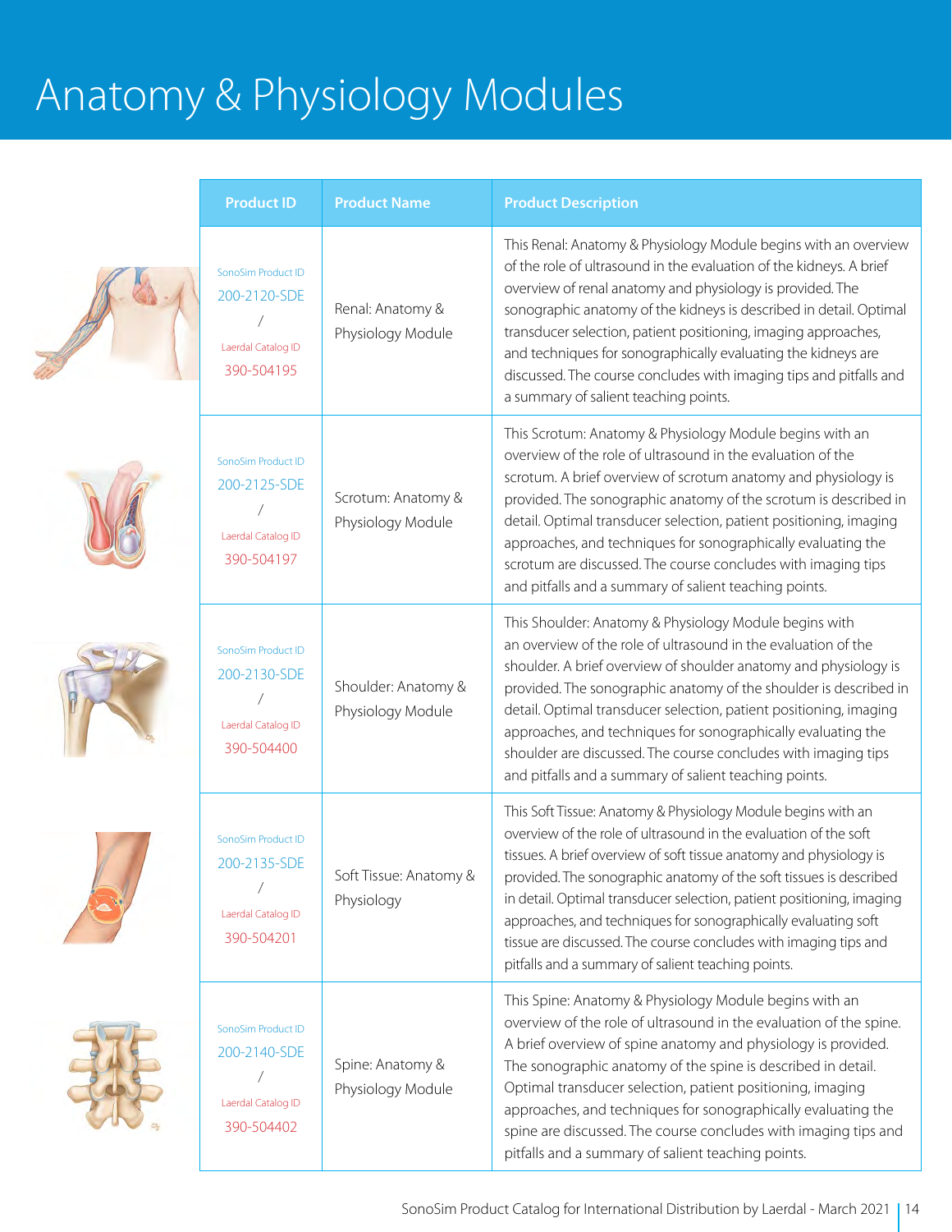# Anatomy & Physiology Modules

| Product ID | Product Name | Product Description |
|---|---|---|
| SonoSim Product ID 200-2120-SDE / Laerdal Catalog ID 390-504195 | Renal: Anatomy & Physiology Module | This Renal: Anatomy & Physiology Module begins with an overview of the role of ultrasound in the evaluation of the kidneys. A brief overview of renal anatomy and physiology is provided. The sonographic anatomy of the kidneys is described in detail. Optimal transducer selection, patient positioning, imaging approaches, and techniques for sonographically evaluating the kidneys are discussed. The course concludes with imaging tips and pitfalls and a summary of salient teaching points. |
| SonoSim Product ID 200-2125-SDE / Laerdal Catalog ID 390-504197 | Scrotum: Anatomy & Physiology Module | This Scrotum: Anatomy & Physiology Module begins with an overview of the role of ultrasound in the evaluation of the scrotum. A brief overview of scrotum anatomy and physiology is provided. The sonographic anatomy of the scrotum is described in detail. Optimal transducer selection, patient positioning, imaging approaches, and techniques for sonographically evaluating the scrotum are discussed. The course concludes with imaging tips and pitfalls and a summary of salient teaching points. |
| SonoSim Product ID 200-2130-SDE / Laerdal Catalog ID 390-504400 | Shoulder: Anatomy & Physiology Module | This Shoulder: Anatomy & Physiology Module begins with an overview of the role of ultrasound in the evaluation of the shoulder. A brief overview of shoulder anatomy and physiology is provided. The sonographic anatomy of the shoulder is described in detail. Optimal transducer selection, patient positioning, imaging approaches, and techniques for sonographically evaluating the shoulder are discussed. The course concludes with imaging tips and pitfalls and a summary of salient teaching points. |
| SonoSim Product ID 200-2135-SDE / Laerdal Catalog ID 390-504201 | Soft Tissue: Anatomy & Physiology | This Soft Tissue: Anatomy & Physiology Module begins with an overview of the role of ultrasound in the evaluation of the soft tissues. A brief overview of soft tissue anatomy and physiology is provided. The sonographic anatomy of the soft tissues is described in detail. Optimal transducer selection, patient positioning, imaging approaches, and techniques for sonographically evaluating soft tissue are discussed. The course concludes with imaging tips and pitfalls and a summary of salient teaching points. |
| SonoSim Product ID 200-2140-SDE / Laerdal Catalog ID 390-504402 | Spine: Anatomy & Physiology Module | This Spine: Anatomy & Physiology Module begins with an overview of the role of ultrasound in the evaluation of the spine. A brief overview of spine anatomy and physiology is provided. The sonographic anatomy of the spine is described in detail. Optimal transducer selection, patient positioning, imaging approaches, and techniques for sonographically evaluating the spine are discussed. The course concludes with imaging tips and pitfalls and a summary of salient teaching points. |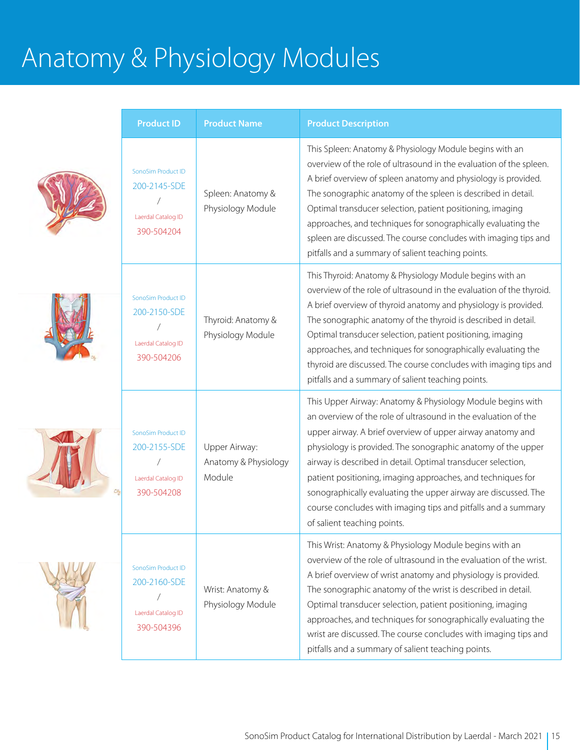# Anatomy & Physiology Modules

| Product ID | Product Name | Product Description |
|---|---|---|
| SonoSim Product ID 200-2145-SDE / Laerdal Catalog ID 390-504204 | Spleen: Anatomy & Physiology Module | This Spleen: Anatomy & Physiology Module begins with an overview of the role of ultrasound in the evaluation of the spleen. A brief overview of spleen anatomy and physiology is provided. The sonographic anatomy of the spleen is described in detail. Optimal transducer selection, patient positioning, imaging approaches, and techniques for sonographically evaluating the spleen are discussed. The course concludes with imaging tips and pitfalls and a summary of salient teaching points. |
| SonoSim Product ID 200-2150-SDE / Laerdal Catalog ID 390-504206 | Thyroid: Anatomy & Physiology Module | This Thyroid: Anatomy & Physiology Module begins with an overview of the role of ultrasound in the evaluation of the thyroid. A brief overview of thyroid anatomy and physiology is provided. The sonographic anatomy of the thyroid is described in detail. Optimal transducer selection, patient positioning, imaging approaches, and techniques for sonographically evaluating the thyroid are discussed. The course concludes with imaging tips and pitfalls and a summary of salient teaching points. |
| SonoSim Product ID 200-2155-SDE / Laerdal Catalog ID 390-504208 | Upper Airway: Anatomy & Physiology Module | This Upper Airway: Anatomy & Physiology Module begins with an overview of the role of ultrasound in the evaluation of the upper airway. A brief overview of upper airway anatomy and physiology is provided. The sonographic anatomy of the upper airway is described in detail. Optimal transducer selection, patient positioning, imaging approaches, and techniques for sonographically evaluating the upper airway are discussed. The course concludes with imaging tips and pitfalls and a summary of salient teaching points. |
| SonoSim Product ID 200-2160-SDE / Laerdal Catalog ID 390-504396 | Wrist: Anatomy & Physiology Module | This Wrist: Anatomy & Physiology Module begins with an overview of the role of ultrasound in the evaluation of the wrist. A brief overview of wrist anatomy and physiology is provided. The sonographic anatomy of the wrist is described in detail. Optimal transducer selection, patient positioning, imaging approaches, and techniques for sonographically evaluating the wrist are discussed. The course concludes with imaging tips and pitfalls and a summary of salient teaching points. |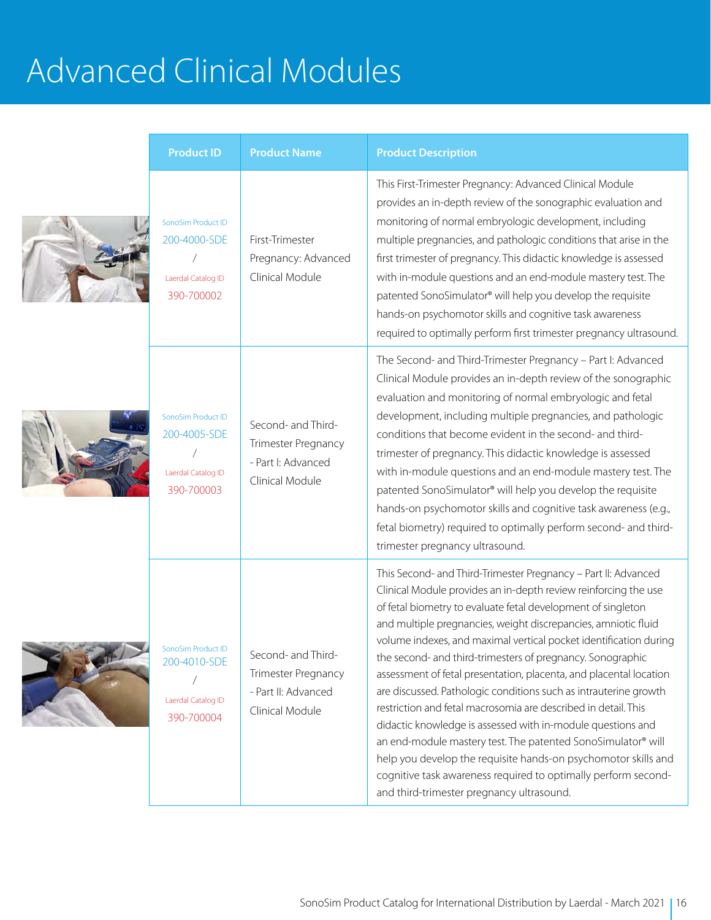# Advanced Clinical Modules

| Product ID | Product Name | Product Description |
|---|---|---|
| SonoSim Product ID 200-4000-SDE / Laerdal Catalog ID 390-700002 | First-Trimester Pregnancy: Advanced Clinical Module | This First-Trimester Pregnancy: Advanced Clinical Module provides an in-depth review of the sonographic evaluation and monitoring of normal embryologic development, including multiple pregnancies, and pathologic conditions that arise in the first trimester of pregnancy. This didactic knowledge is assessed with in-module questions and an end-module mastery test. The patented SonoSimulator® will help you develop the requisite hands-on psychomotor skills and cognitive task awareness required to optimally perform first trimester pregnancy ultrasound. |
| SonoSim Product ID 200-4005-SDE / Laerdal Catalog ID 390-700003 | Second- and Third-Trimester Pregnancy - Part I: Advanced Clinical Module | The Second- and Third-Trimester Pregnancy – Part I: Advanced Clinical Module provides an in-depth review of the sonographic evaluation and monitoring of normal embryologic and fetal development, including multiple pregnancies, and pathologic conditions that become evident in the second- and third-trimester of pregnancy. This didactic knowledge is assessed with in-module questions and an end-module mastery test. The patented SonoSimulator® will help you develop the requisite hands-on psychomotor skills and cognitive task awareness (e.g., fetal biometry) required to optimally perform second- and third-trimester pregnancy ultrasound. |
| SonoSim Product ID 200-4010-SDE / Laerdal Catalog ID 390-700004 | Second- and Third-Trimester Pregnancy - Part II: Advanced Clinical Module | This Second- and Third-Trimester Pregnancy – Part II: Advanced Clinical Module provides an in-depth review reinforcing the use of fetal biometry to evaluate fetal development of singleton and multiple pregnancies, weight discrepancies, amniotic fluid volume indexes, and maximal vertical pocket identification during the second- and third-trimesters of pregnancy. Sonographic assessment of fetal presentation, placenta, and placental location are discussed. Pathologic conditions such as intrauterine growth restriction and fetal macrosomia are described in detail. This didactic knowledge is assessed with in-module questions and an end-module mastery test. The patented SonoSimulator® will help you develop the requisite hands-on psychomotor skills and cognitive task awareness required to optimally perform second- and third-trimester pregnancy ultrasound. |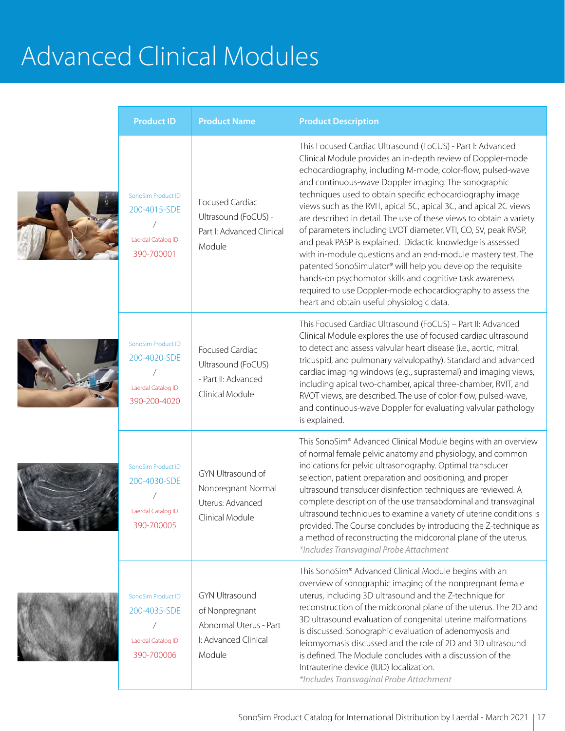# Advanced Clinical Modules

| Product ID | Product Name | Product Description |
|---|---|---|
| SonoSim Product ID 200-4015-SDE / Laerdal Catalog ID 390-700001 | Focused Cardiac Ultrasound (FoCUS) - Part I: Advanced Clinical Module | This Focused Cardiac Ultrasound (FoCUS) - Part I: Advanced Clinical Module provides an in-depth review of Doppler-mode echocardiography, including M-mode, color-flow, pulsed-wave and continuous-wave Doppler imaging. The sonographic techniques used to obtain specific echocardiography image views such as the RVIT, apical 5C, apical 3C, and apical 2C views are described in detail. The use of these views to obtain a variety of parameters including LVOT diameter, VTI, CO, SV, peak RVSP, and peak PASP is explained. Didactic knowledge is assessed with in-module questions and an end-module mastery test. The patented SonoSimulator® will help you develop the requisite hands-on psychomotor skills and cognitive task awareness required to use Doppler-mode echocardiography to assess the heart and obtain useful physiologic data. |
| SonoSim Product ID 200-4020-SDE / Laerdal Catalog ID 390-200-4020 | Focused Cardiac Ultrasound (FoCUS) - Part II: Advanced Clinical Module | This Focused Cardiac Ultrasound (FoCUS) – Part II: Advanced Clinical Module explores the use of focused cardiac ultrasound to detect and assess valvular heart disease (i.e., aortic, mitral, tricuspid, and pulmonary valvulopathy). Standard and advanced cardiac imaging windows (e.g., suprasternal) and imaging views, including apical two-chamber, apical three-chamber, RVIT, and RVOT views, are described. The use of color-flow, pulsed-wave, and continuous-wave Doppler for evaluating valvular pathology is explained. |
| SonoSim Product ID 200-4030-SDE / Laerdal Catalog ID 390-700005 | GYN Ultrasound of Nonpregnant Normal Uterus: Advanced Clinical Module | This SonoSim® Advanced Clinical Module begins with an overview of normal female pelvic anatomy and physiology, and common indications for pelvic ultrasonography. Optimal transducer selection, patient preparation and positioning, and proper ultrasound transducer disinfection techniques are reviewed. A complete description of the use transabdominal and transvaginal ultrasound techniques to examine a variety of uterine conditions is provided. The Course concludes by introducing the Z-technique as a method of reconstructing the midcoronal plane of the uterus. *\*Includes Transvaginal Probe Attachment* |
| SonoSim Product ID 200-4035-SDE / Laerdal Catalog ID 390-700006 | GYN Ultrasound of Nonpregnant Abnormal Uterus - Part I: Advanced Clinical Module | This SonoSim® Advanced Clinical Module begins with an overview of sonographic imaging of the nonpregnant female uterus, including 3D ultrasound and the Z-technique for reconstruction of the midcoronal plane of the uterus. The 2D and 3D ultrasound evaluation of congenital uterine malformations is discussed. Sonographic evaluation of adenomyosis and leiomyomasis discussed and the role of 2D and 3D ultrasound is defined. The Module concludes with a discussion of the Intrauterine device (IUD) localization. *\*Includes Transvaginal Probe Attachment* |

SonoSim Product Catalog for International Distribution by Laerdal - March 2021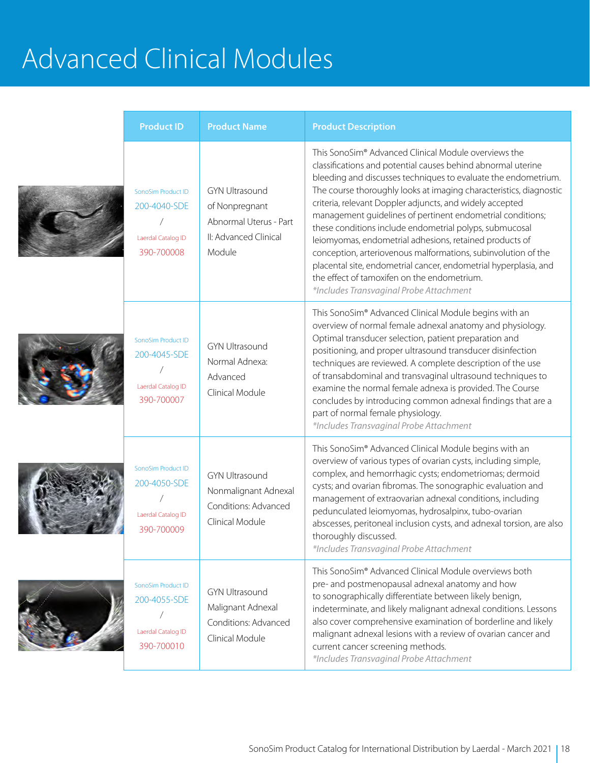# Advanced Clinical Modules

| Product ID | Product Name | Product Description |
|---|---|---|
| SonoSim Product ID 200-4040-SDE / Laerdal Catalog ID 390-700008 | GYN Ultrasound of Nonpregnant Abnormal Uterus - Part II: Advanced Clinical Module | This SonoSim® Advanced Clinical Module overviews the classifications and potential causes behind abnormal uterine bleeding and discusses techniques to evaluate the endometrium. The course thoroughly looks at imaging characteristics, diagnostic criteria, relevant Doppler adjuncts, and widely accepted management guidelines of pertinent endometrial conditions; these conditions include endometrial polyps, submucosal leiomyomas, endometrial adhesions, retained products of conception, arteriovenous malformations, subinvolution of the placental site, endometrial cancer, endometrial hyperplasia, and the effect of tamoxifen on the endometrium. *\*Includes Transvaginal Probe Attachment* |
| SonoSim Product ID 200-4045-SDE / Laerdal Catalog ID 390-700007 | GYN Ultrasound Normal Adnexa: Advanced Clinical Module | This SonoSim® Advanced Clinical Module begins with an overview of normal female adnexal anatomy and physiology. Optimal transducer selection, patient preparation and positioning, and proper ultrasound transducer disinfection techniques are reviewed. A complete description of the use of transabdominal and transvaginal ultrasound techniques to examine the normal female adnexa is provided. The Course concludes by introducing common adnexal findings that are a part of normal female physiology. *\*Includes Transvaginal Probe Attachment* |
| SonoSim Product ID 200-4050-SDE / Laerdal Catalog ID 390-700009 | GYN Ultrasound Nonmalignant Adnexal Conditions: Advanced Clinical Module | This SonoSim® Advanced Clinical Module begins with an overview of various types of ovarian cysts, including simple, complex, and hemorrhagic cysts; endometriomas; dermoid cysts; and ovarian fibromas. The sonographic evaluation and management of extraovarian adnexal conditions, including pedunculated leiomyomas, hydrosalpinx, tubo-ovarian abscesses, peritoneal inclusion cysts, and adnexal torsion, are also thoroughly discussed. *\*Includes Transvaginal Probe Attachment* |
| SonoSim Product ID 200-4055-SDE / Laerdal Catalog ID 390-700010 | GYN Ultrasound Malignant Adnexal Conditions: Advanced Clinical Module | This SonoSim® Advanced Clinical Module overviews both pre- and postmenopausal adnexal anatomy and how to sonographically differentiate between likely benign, indeterminate, and likely malignant adnexal conditions. Lessons also cover comprehensive examination of borderline and likely malignant adnexal lesions with a review of ovarian cancer and current cancer screening methods. *\*Includes Transvaginal Probe Attachment* |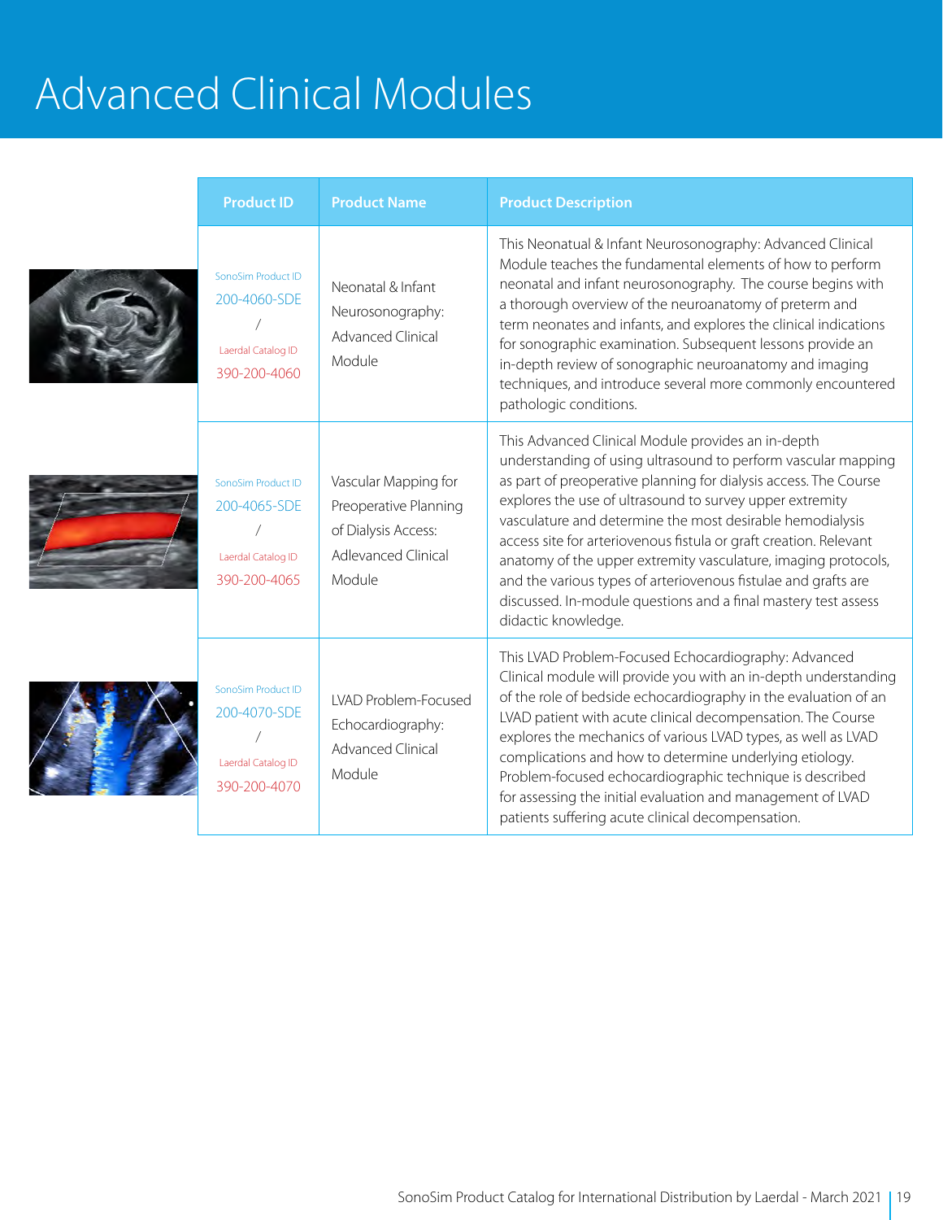# Advanced Clinical Modules

| Product ID | Product Name | Product Description |
| --- | --- | --- |
| SonoSim Product ID 200-4060-SDE / Laerdal Catalog ID 390-200-4060 | Neonatal & Infant Neurosonography: Advanced Clinical Module | This Neonatual & Infant Neurosonography: Advanced Clinical Module teaches the fundamental elements of how to perform neonatal and infant neurosonography. The course begins with a thorough overview of the neuroanatomy of preterm and term neonates and infants, and explores the clinical indications for sonographic examination. Subsequent lessons provide an in-depth review of sonographic neuroanatomy and imaging techniques, and introduce several more commonly encountered pathologic conditions. |
| SonoSim Product ID 200-4065-SDE / Laerdal Catalog ID 390-200-4065 | Vascular Mapping for Preoperative Planning of Dialysis Access: Adlevanced Clinical Module | This Advanced Clinical Module provides an in-depth understanding of using ultrasound to perform vascular mapping as part of preoperative planning for dialysis access. The Course explores the use of ultrasound to survey upper extremity vasculature and determine the most desirable hemodialysis access site for arteriovenous fistula or graft creation. Relevant anatomy of the upper extremity vasculature, imaging protocols, and the various types of arteriovenous fistulae and grafts are discussed. In-module questions and a final mastery test assess didactic knowledge. |
| SonoSim Product ID 200-4070-SDE / Laerdal Catalog ID 390-200-4070 | LVAD Problem-Focused Echocardiography: Advanced Clinical Module | This LVAD Problem-Focused Echocardiography: Advanced Clinical module will provide you with an in-depth understanding of the role of bedside echocardiography in the evaluation of an LVAD patient with acute clinical decompensation. The Course explores the mechanics of various LVAD types, as well as LVAD complications and how to determine underlying etiology. Problem-focused echocardiographic technique is described for assessing the initial evaluation and management of LVAD patients suffering acute clinical decompensation. |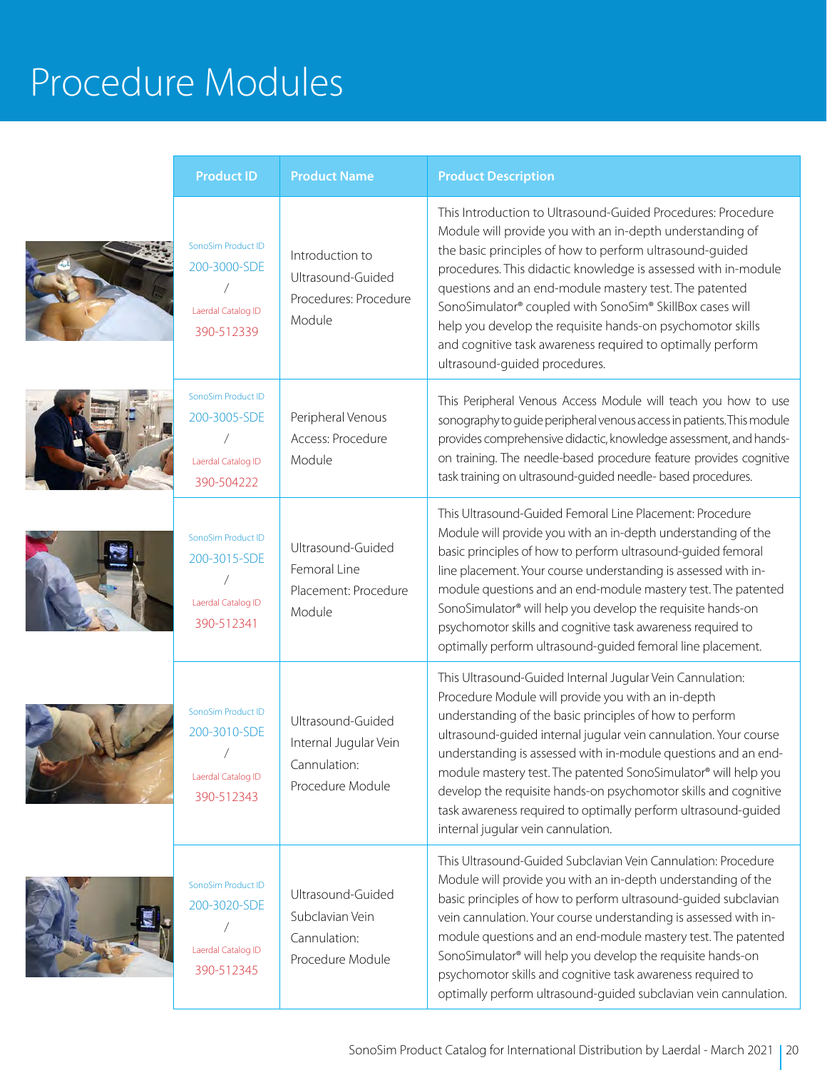# Procedure Modules

| Product ID | Product Name | Product Description |
|---|---|---|
| SonoSim Product ID 200-3000-SDE / Laerdal Catalog ID 390-512339 | Introduction to Ultrasound-Guided Procedures: Procedure Module | This Introduction to Ultrasound-Guided Procedures: Procedure Module will provide you with an in-depth understanding of the basic principles of how to perform ultrasound-guided procedures. This didactic knowledge is assessed with in-module questions and an end-module mastery test. The patented SonoSimulator® coupled with SonoSim® SkillBox cases will help you develop the requisite hands-on psychomotor skills and cognitive task awareness required to optimally perform ultrasound-guided procedures. |
| SonoSim Product ID 200-3005-SDE / Laerdal Catalog ID 390-504222 | Peripheral Venous Access: Procedure Module | This Peripheral Venous Access Module will teach you how to use sonography to guide peripheral venous access in patients. This module provides comprehensive didactic, knowledge assessment, and hands-on training. The needle-based procedure feature provides cognitive task training on ultrasound-guided needle- based procedures. |
| SonoSim Product ID 200-3015-SDE / Laerdal Catalog ID 390-512341 | Ultrasound-Guided Femoral Line Placement: Procedure Module | This Ultrasound-Guided Femoral Line Placement: Procedure Module will provide you with an in-depth understanding of the basic principles of how to perform ultrasound-guided femoral line placement. Your course understanding is assessed with in-module questions and an end-module mastery test. The patented SonoSimulator® will help you develop the requisite hands-on psychomotor skills and cognitive task awareness required to optimally perform ultrasound-guided femoral line placement. |
| SonoSim Product ID 200-3010-SDE / Laerdal Catalog ID 390-512343 | Ultrasound-Guided Internal Jugular Vein Cannulation: Procedure Module | This Ultrasound-Guided Internal Jugular Vein Cannulation: Procedure Module will provide you with an in-depth understanding of the basic principles of how to perform ultrasound-guided internal jugular vein cannulation. Your course understanding is assessed with in-module questions and an end-module mastery test. The patented SonoSimulator® will help you develop the requisite hands-on psychomotor skills and cognitive task awareness required to optimally perform ultrasound-guided internal jugular vein cannulation. |
| SonoSim Product ID 200-3020-SDE / Laerdal Catalog ID 390-512345 | Ultrasound-Guided Subclavian Vein Cannulation: Procedure Module | This Ultrasound-Guided Subclavian Vein Cannulation: Procedure Module will provide you with an in-depth understanding of the basic principles of how to perform ultrasound-guided subclavian vein cannulation. Your course understanding is assessed with in-module questions and an end-module mastery test. The patented SonoSimulator® will help you develop the requisite hands-on psychomotor skills and cognitive task awareness required to optimally perform ultrasound-guided subclavian vein cannulation. |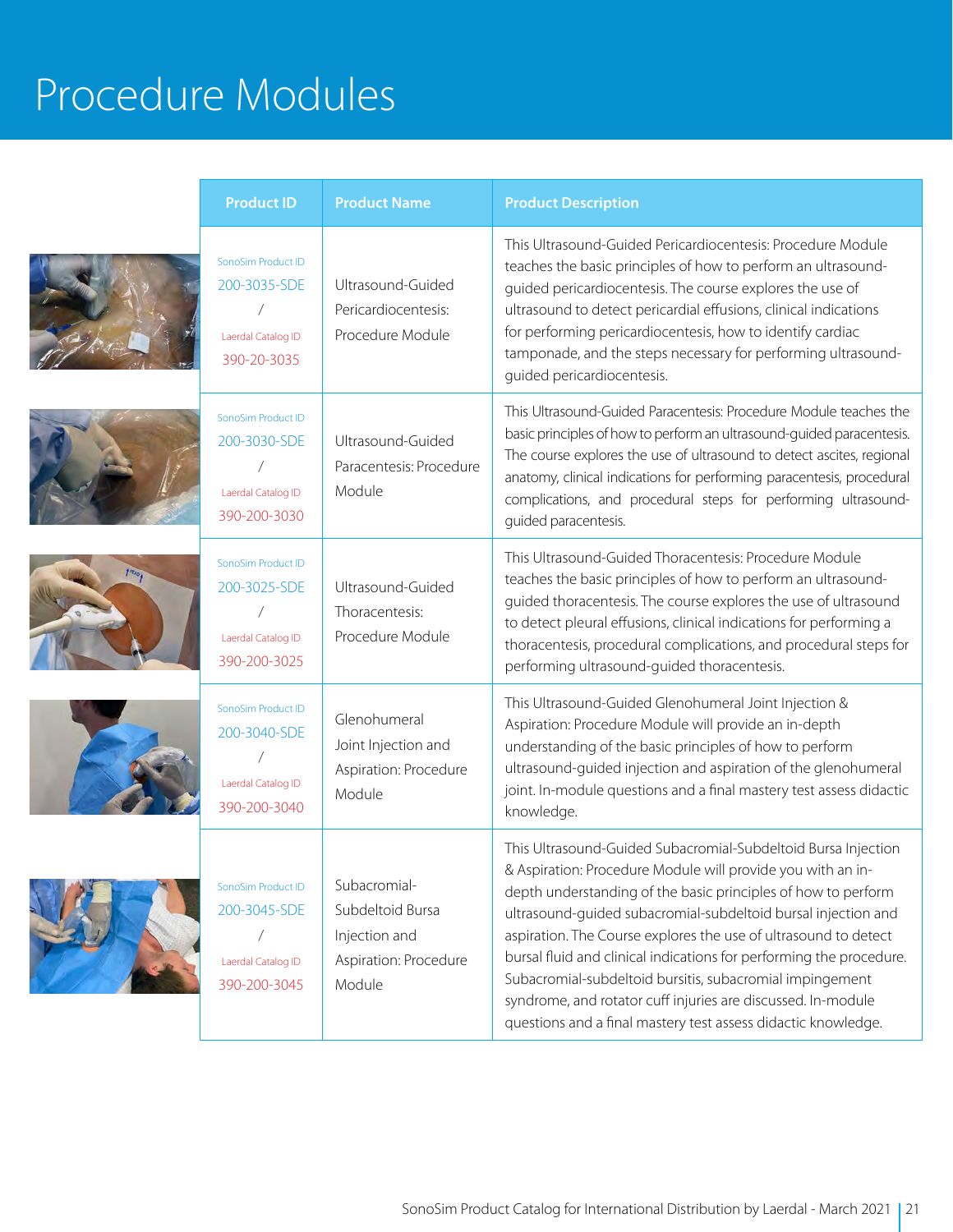# Procedure Modules

| Product ID | Product Name | Product Description |
|---|---|---|
| SonoSim Product ID 200-3035-SDE / Laerdal Catalog ID 390-20-3035 | Ultrasound-Guided Pericardiocentesis: Procedure Module | This Ultrasound-Guided Pericardiocentesis: Procedure Module teaches the basic principles of how to perform an ultrasound-guided pericardiocentesis. The course explores the use of ultrasound to detect pericardial effusions, clinical indications for performing pericardiocentesis, how to identify cardiac tamponade, and the steps necessary for performing ultrasound-guided pericardiocentesis. |
| SonoSim Product ID 200-3030-SDE / Laerdal Catalog ID 390-200-3030 | Ultrasound-Guided Paracentesis: Procedure Module | This Ultrasound-Guided Paracentesis: Procedure Module teaches the basic principles of how to perform an ultrasound-guided paracentesis. The course explores the use of ultrasound to detect ascites, regional anatomy, clinical indications for performing paracentesis, procedural complications, and procedural steps for performing ultrasound-guided paracentesis. |
| SonoSim Product ID 200-3025-SDE / Laerdal Catalog ID 390-200-3025 | Ultrasound-Guided Thoracentesis: Procedure Module | This Ultrasound-Guided Thoracentesis: Procedure Module teaches the basic principles of how to perform an ultrasound-guided thoracentesis. The course explores the use of ultrasound to detect pleural effusions, clinical indications for performing a thoracentesis, procedural complications, and procedural steps for performing ultrasound-guided thoracentesis. |
| SonoSim Product ID 200-3040-SDE / Laerdal Catalog ID 390-200-3040 | Glenohumeral Joint Injection and Aspiration: Procedure Module | This Ultrasound-Guided Glenohumeral Joint Injection & Aspiration: Procedure Module will provide an in-depth understanding of the basic principles of how to perform ultrasound-guided injection and aspiration of the glenohumeral joint. In-module questions and a final mastery test assess didactic knowledge. |
| SonoSim Product ID 200-3045-SDE / Laerdal Catalog ID 390-200-3045 | Subacromial-Subdeltoid Bursa Injection and Aspiration: Procedure Module | This Ultrasound-Guided Subacromial-Subdeltoid Bursa Injection & Aspiration: Procedure Module will provide you with an in-depth understanding of the basic principles of how to perform ultrasound-guided subacromial-subdeltoid bursal injection and aspiration. The Course explores the use of ultrasound to detect bursal fluid and clinical indications for performing the procedure. Subacromial-subdeltoid bursitis, subacromial impingement syndrome, and rotator cuff injuries are discussed. In-module questions and a final mastery test assess didactic knowledge. |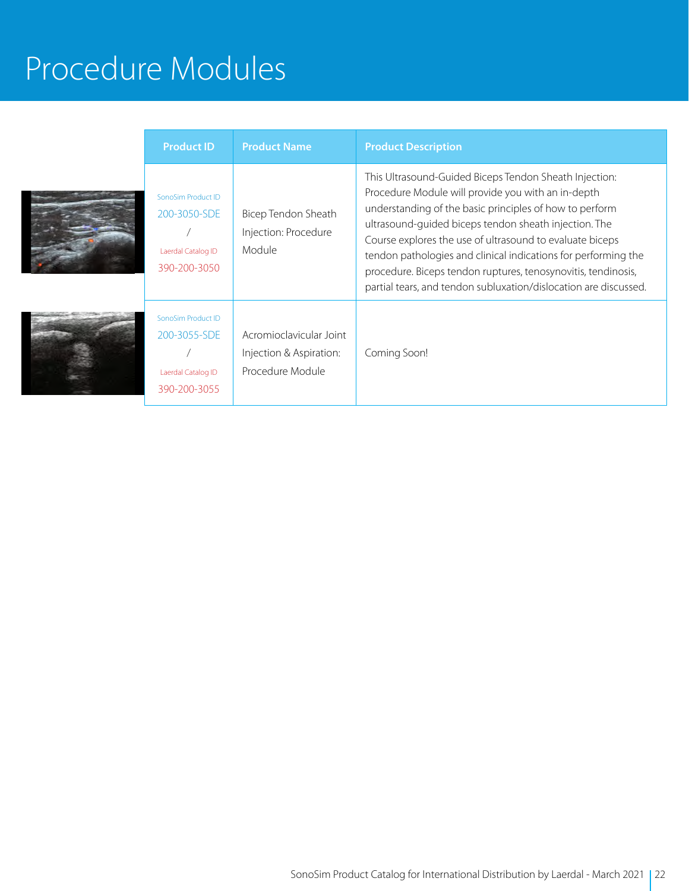# Procedure Modules

| Product ID | Product Name | Product Description |
|---|---|---|
| SonoSim Product ID 200-3050-SDE / Laerdal Catalog ID 390-200-3050 | Bicep Tendon Sheath Injection: Procedure Module | This Ultrasound-Guided Biceps Tendon Sheath Injection: Procedure Module will provide you with an in-depth understanding of the basic principles of how to perform ultrasound-guided biceps tendon sheath injection. The Course explores the use of ultrasound to evaluate biceps tendon pathologies and clinical indications for performing the procedure. Biceps tendon ruptures, tenosynovitis, tendinosis, partial tears, and tendon subluxation/dislocation are discussed. |
| SonoSim Product ID 200-3055-SDE / Laerdal Catalog ID 390-200-3055 | Acromioclavicular Joint Injection & Aspiration: Procedure Module | Coming Soon! |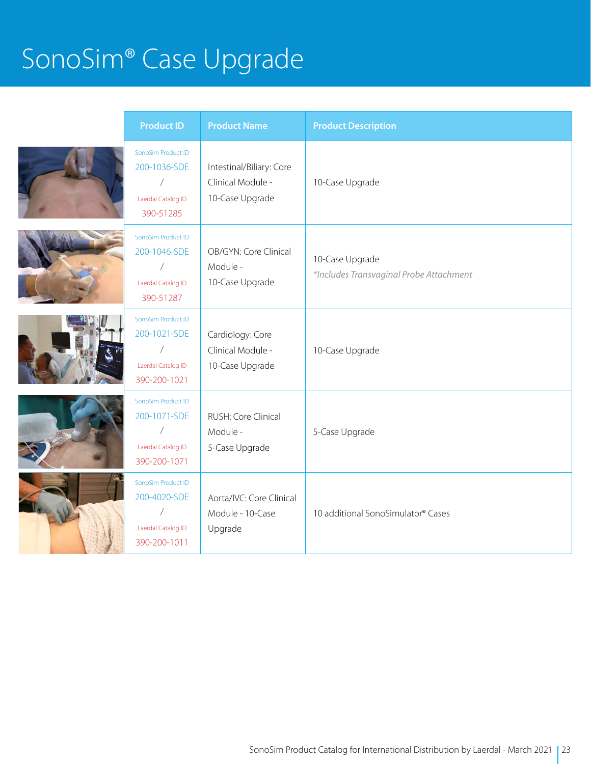# SonoSim® Case Upgrade

| Product ID | Product Name | Product Description |
|---|---|---|
| SonoSim Product ID 200-1036-SDE / Laerdal Catalog ID 390-51285 | Intestinal/Biliary: Core Clinical Module - 10-Case Upgrade | 10-Case Upgrade |
| SonoSim Product ID 200-1046-SDE / Laerdal Catalog ID 390-51287 | OB/GYN: Core Clinical Module - 10-Case Upgrade | 10-Case Upgrade *\*Includes Transvaginal Probe Attachment* |
| SonoSim Product ID 200-1021-SDE / Laerdal Catalog ID 390-200-1021 | Cardiology: Core Clinical Module - 10-Case Upgrade | 10-Case Upgrade |
| SonoSim Product ID 200-1071-SDE / Laerdal Catalog ID 390-200-1071 | RUSH: Core Clinical Module - 5-Case Upgrade | 5-Case Upgrade |
| SonoSim Product ID 200-4020-SDE / Laerdal Catalog ID 390-200-1011 | Aorta/IVC: Core Clinical Module - 10-Case Upgrade | 10 additional SonoSimulator® Cases |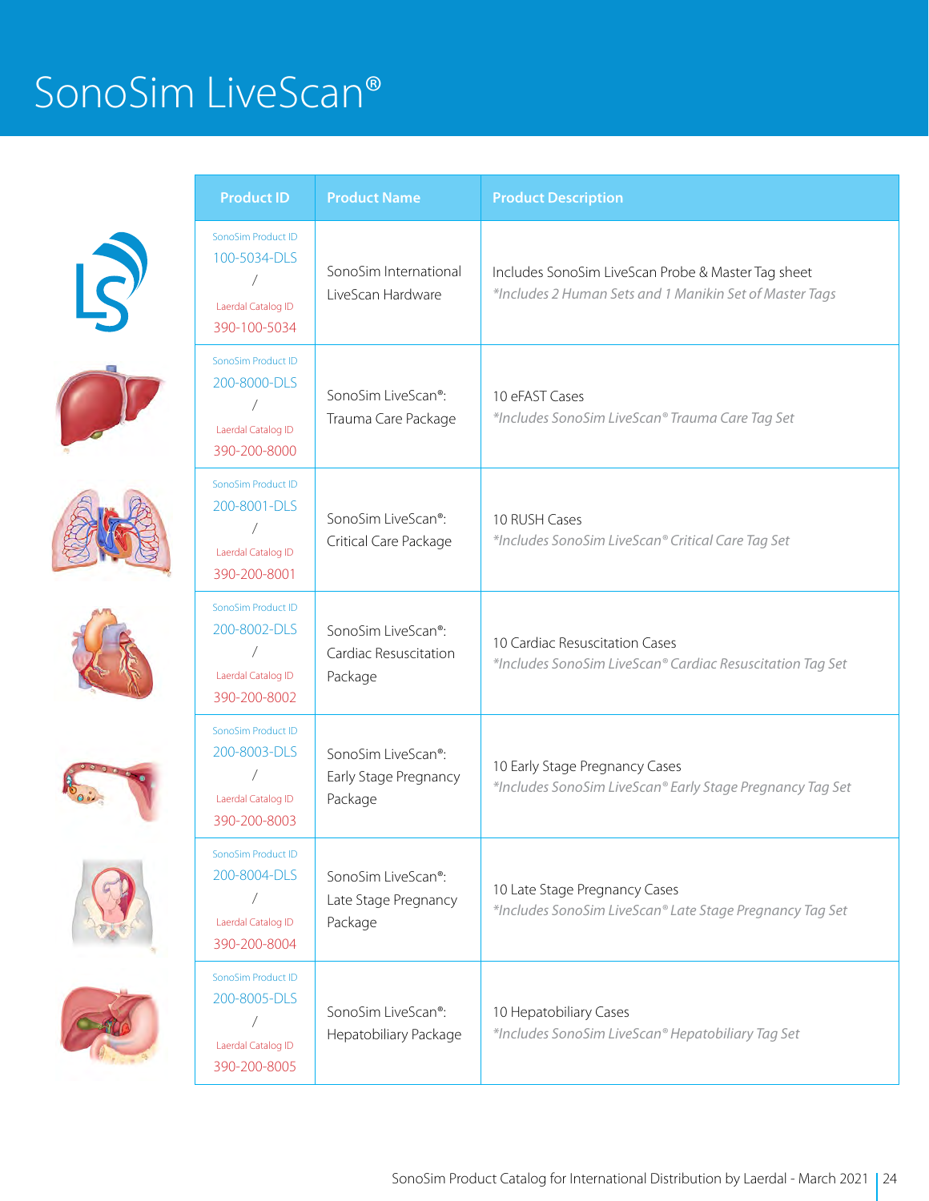# SonoSim LiveScan®

| Product ID | Product Name | Product Description |
|---|---|---|
| SonoSim Product ID 100-5034-DLS / Laerdal Catalog ID 390-100-5034 | SonoSim International LiveScan Hardware | Includes SonoSim LiveScan Probe & Master Tag sheet *Includes 2 Human Sets and 1 Manikin Set of Master Tags* |
| SonoSim Product ID 200-8000-DLS / Laerdal Catalog ID 390-200-8000 | SonoSim LiveScan®: Trauma Care Package | 10 eFAST Cases *Includes SonoSim LiveScan® Trauma Care Tag Set* |
| SonoSim Product ID 200-8001-DLS / Laerdal Catalog ID 390-200-8001 | SonoSim LiveScan®: Critical Care Package | 10 RUSH Cases *Includes SonoSim LiveScan® Critical Care Tag Set* |
| SonoSim Product ID 200-8002-DLS / Laerdal Catalog ID 390-200-8002 | SonoSim LiveScan®: Cardiac Resuscitation Package | 10 Cardiac Resuscitation Cases *Includes SonoSim LiveScan® Cardiac Resuscitation Tag Set* |
| SonoSim Product ID 200-8003-DLS / Laerdal Catalog ID 390-200-8003 | SonoSim LiveScan®: Early Stage Pregnancy Package | 10 Early Stage Pregnancy Cases *Includes SonoSim LiveScan® Early Stage Pregnancy Tag Set* |
| SonoSim Product ID 200-8004-DLS / Laerdal Catalog ID 390-200-8004 | SonoSim LiveScan®: Late Stage Pregnancy Package | 10 Late Stage Pregnancy Cases *Includes SonoSim LiveScan® Late Stage Pregnancy Tag Set* |
| SonoSim Product ID 200-8005-DLS / Laerdal Catalog ID 390-200-8005 | SonoSim LiveScan®: Hepatobiliary Package | 10 Hepatobiliary Cases *Includes SonoSim LiveScan® Hepatobiliary Tag Set* |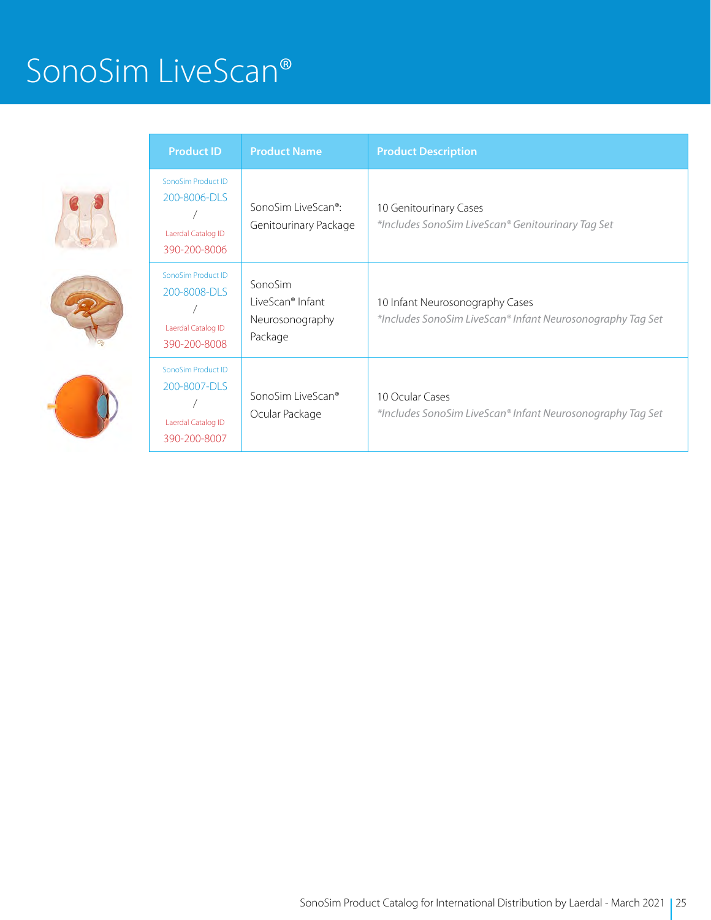# SonoSim LiveScan®

| Product ID | Product Name | Product Description |
|---|---|---|
| SonoSim Product ID 200-8006-DLS / Laerdal Catalog ID 390-200-8006 | SonoSim LiveScan®: Genitourinary Package | 10 Genitourinary Cases *\*Includes SonoSim LiveScan® Genitourinary Tag Set* |
| SonoSim Product ID 200-8008-DLS / Laerdal Catalog ID 390-200-8008 | SonoSim LiveScan® Infant Neurosonography Package | 10 Infant Neurosonography Cases *\*Includes SonoSim LiveScan® Infant Neurosonography Tag Set* |
| SonoSim Product ID 200-8007-DLS / Laerdal Catalog ID 390-200-8007 | SonoSim LiveScan® Ocular Package | 10 Ocular Cases *\*Includes SonoSim LiveScan® Infant Neurosonography Tag Set* |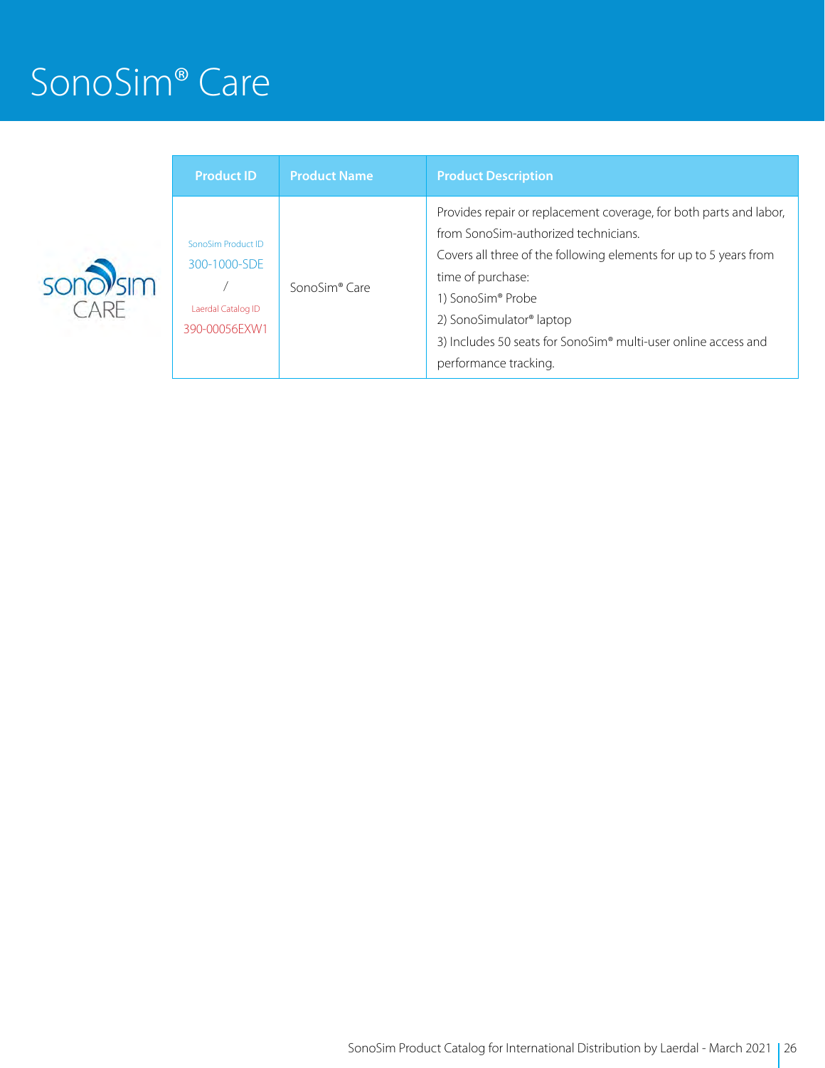# SonoSim® Care

| Product ID | Product Name | Product Description |
|---|---|---|
| SonoSim Product ID 300-1000-SDE / Laerdal Catalog ID 390-00056EXW1 | SonoSim® Care | Provides repair or replacement coverage, for both parts and labor, from SonoSim-authorized technicians. Covers all three of the following elements for up to 5 years from time of purchase: 1) SonoSim® Probe 2) SonoSimulator® laptop 3) Includes 50 seats for SonoSim® multi-user online access and performance tracking. |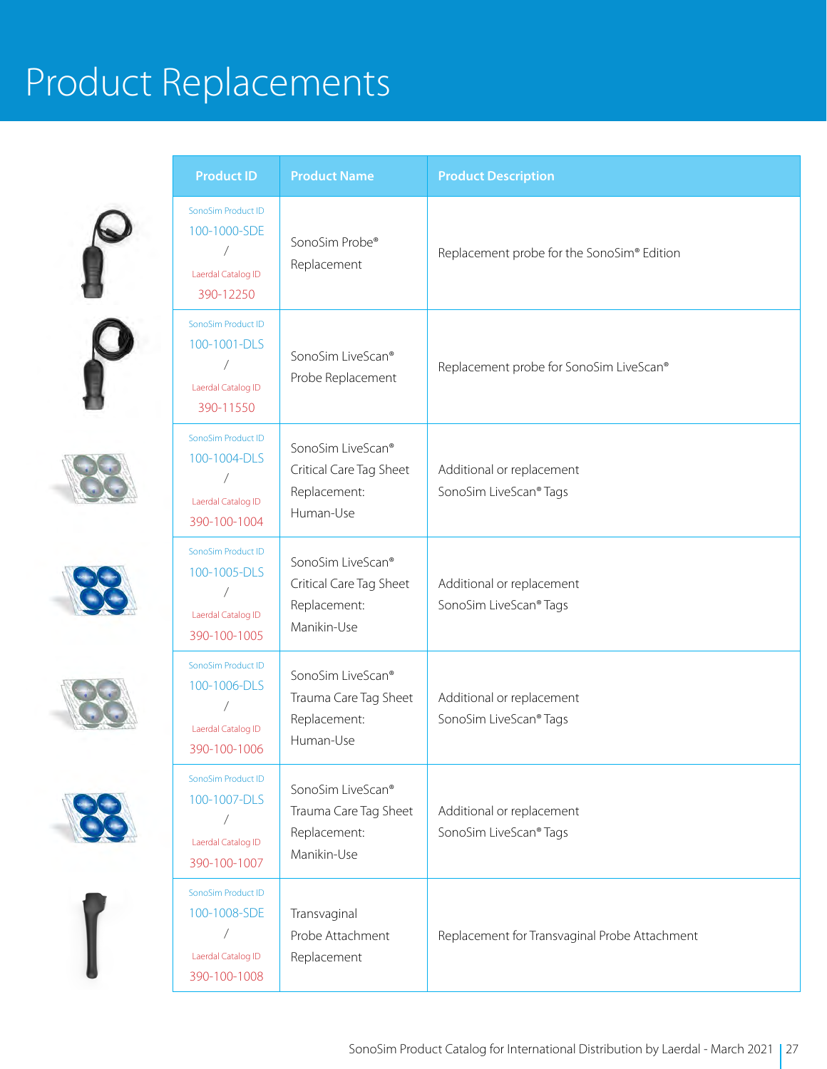# Product Replacements

| Product ID | Product Name | Product Description |
|---|---|---|
| SonoSim Product ID 100-1000-SDE / Laerdal Catalog ID 390-12250 | SonoSim Probe® Replacement | Replacement probe for the SonoSim® Edition |
| SonoSim Product ID 100-1001-DLS / Laerdal Catalog ID 390-11550 | SonoSim LiveScan® Probe Replacement | Replacement probe for SonoSim LiveScan® |
| SonoSim Product ID 100-1004-DLS / Laerdal Catalog ID 390-100-1004 | SonoSim LiveScan® Critical Care Tag Sheet Replacement: Human-Use | Additional or replacement SonoSim LiveScan® Tags |
| SonoSim Product ID 100-1005-DLS / Laerdal Catalog ID 390-100-1005 | SonoSim LiveScan® Critical Care Tag Sheet Replacement: Manikin-Use | Additional or replacement SonoSim LiveScan® Tags |
| SonoSim Product ID 100-1006-DLS / Laerdal Catalog ID 390-100-1006 | SonoSim LiveScan® Trauma Care Tag Sheet Replacement: Human-Use | Additional or replacement SonoSim LiveScan® Tags |
| SonoSim Product ID 100-1007-DLS / Laerdal Catalog ID 390-100-1007 | SonoSim LiveScan® Trauma Care Tag Sheet Replacement: Manikin-Use | Additional or replacement SonoSim LiveScan® Tags |
| SonoSim Product ID 100-1008-SDE / Laerdal Catalog ID 390-100-1008 | Transvaginal Probe Attachment Replacement | Replacement for Transvaginal Probe Attachment |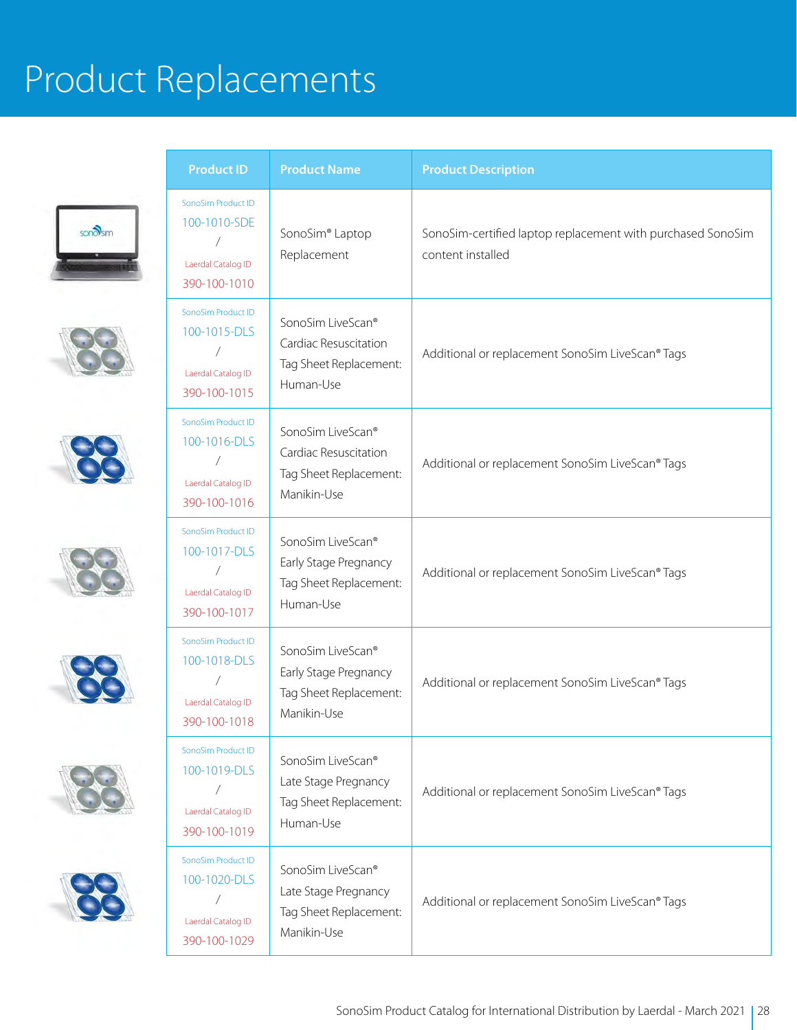# Product Replacements

| Product ID | Product Name | Product Description |
|---|---|---|
| SonoSim Product ID 100-1010-SDE / Laerdal Catalog ID 390-100-1010 | SonoSim® Laptop Replacement | SonoSim-certified laptop replacement with purchased SonoSim content installed |
| SonoSim Product ID 100-1015-DLS / Laerdal Catalog ID 390-100-1015 | SonoSim LiveScan® Cardiac Resuscitation Tag Sheet Replacement: Human-Use | Additional or replacement SonoSim LiveScan® Tags |
| SonoSim Product ID 100-1016-DLS / Laerdal Catalog ID 390-100-1016 | SonoSim LiveScan® Cardiac Resuscitation Tag Sheet Replacement: Manikin-Use | Additional or replacement SonoSim LiveScan® Tags |
| SonoSim Product ID 100-1017-DLS / Laerdal Catalog ID 390-100-1017 | SonoSim LiveScan® Early Stage Pregnancy Tag Sheet Replacement: Human-Use | Additional or replacement SonoSim LiveScan® Tags |
| SonoSim Product ID 100-1018-DLS / Laerdal Catalog ID 390-100-1018 | SonoSim LiveScan® Early Stage Pregnancy Tag Sheet Replacement: Manikin-Use | Additional or replacement SonoSim LiveScan® Tags |
| SonoSim Product ID 100-1019-DLS / Laerdal Catalog ID 390-100-1019 | SonoSim LiveScan® Late Stage Pregnancy Tag Sheet Replacement: Human-Use | Additional or replacement SonoSim LiveScan® Tags |
| SonoSim Product ID 100-1020-DLS / Laerdal Catalog ID 390-100-1029 | SonoSim LiveScan® Late Stage Pregnancy Tag Sheet Replacement: Manikin-Use | Additional or replacement SonoSim LiveScan® Tags |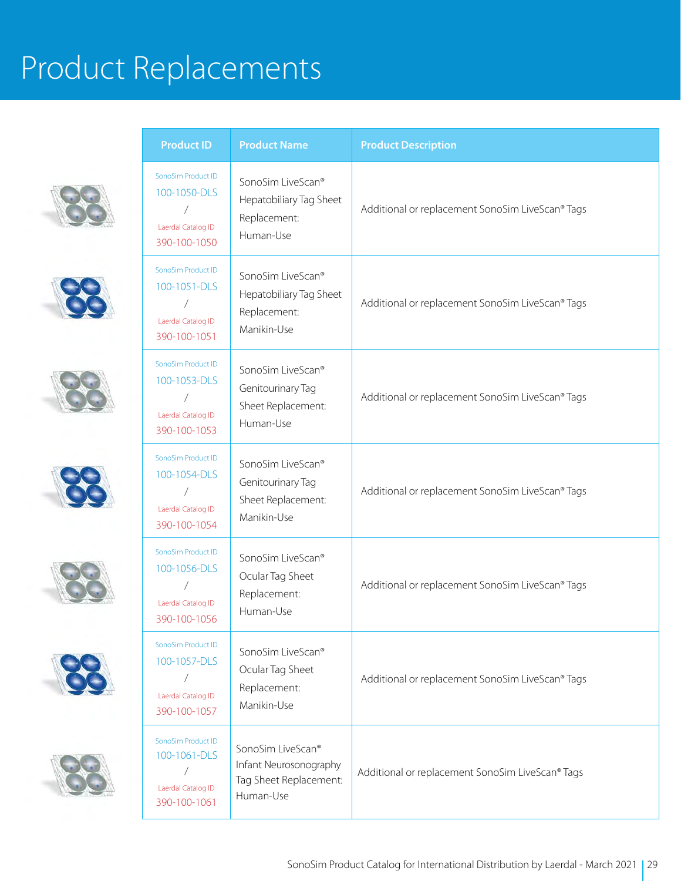# Product Replacements

| Product ID | Product Name | Product Description |
|---|---|---|
| SonoSim Product ID 100-1050-DLS / Laerdal Catalog ID 390-100-1050 | SonoSim LiveScan® Hepatobiliary Tag Sheet Replacement: Human-Use | Additional or replacement SonoSim LiveScan® Tags |
| SonoSim Product ID 100-1051-DLS / Laerdal Catalog ID 390-100-1051 | SonoSim LiveScan® Hepatobiliary Tag Sheet Replacement: Manikin-Use | Additional or replacement SonoSim LiveScan® Tags |
| SonoSim Product ID 100-1053-DLS / Laerdal Catalog ID 390-100-1053 | SonoSim LiveScan® Genitourinary Tag Sheet Replacement: Human-Use | Additional or replacement SonoSim LiveScan® Tags |
| SonoSim Product ID 100-1054-DLS / Laerdal Catalog ID 390-100-1054 | SonoSim LiveScan® Genitourinary Tag Sheet Replacement: Manikin-Use | Additional or replacement SonoSim LiveScan® Tags |
| SonoSim Product ID 100-1056-DLS / Laerdal Catalog ID 390-100-1056 | SonoSim LiveScan® Ocular Tag Sheet Replacement: Human-Use | Additional or replacement SonoSim LiveScan® Tags |
| SonoSim Product ID 100-1057-DLS / Laerdal Catalog ID 390-100-1057 | SonoSim LiveScan® Ocular Tag Sheet Replacement: Manikin-Use | Additional or replacement SonoSim LiveScan® Tags |
| SonoSim Product ID 100-1061-DLS / Laerdal Catalog ID 390-100-1061 | SonoSim LiveScan® Infant Neurosonography Tag Sheet Replacement: Human-Use | Additional or replacement SonoSim LiveScan® Tags |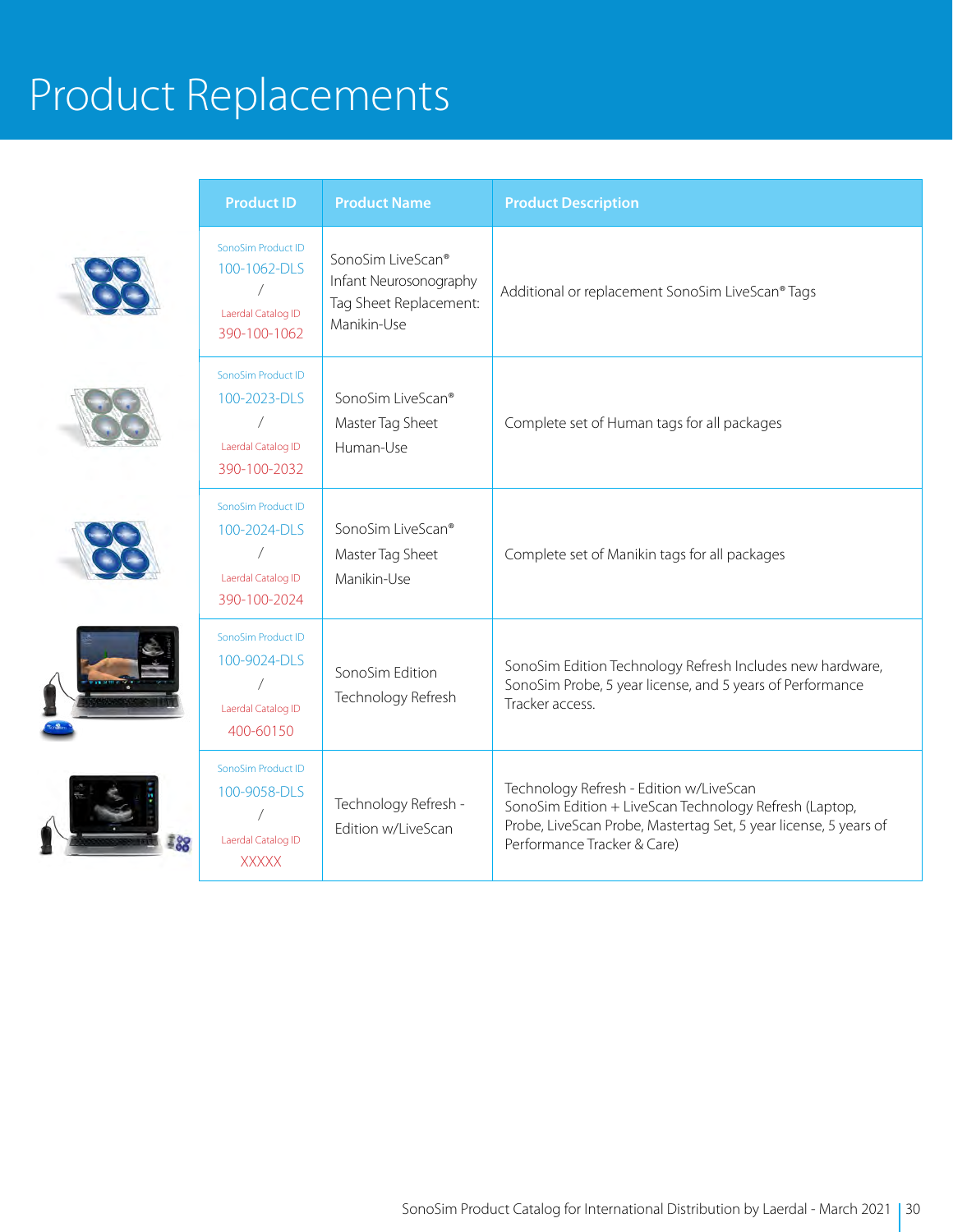# Product Replacements

| Product ID | Product Name | Product Description |
|---|---|---|
| SonoSim Product ID 100-1062-DLS / Laerdal Catalog ID 390-100-1062 | SonoSim LiveScan® Infant Neurosonography Tag Sheet Replacement: Manikin-Use | Additional or replacement SonoSim LiveScan® Tags |
| SonoSim Product ID 100-2023-DLS / Laerdal Catalog ID 390-100-2032 | SonoSim LiveScan® Master Tag Sheet Human-Use | Complete set of Human tags for all packages |
| SonoSim Product ID 100-2024-DLS / Laerdal Catalog ID 390-100-2024 | SonoSim LiveScan® Master Tag Sheet Manikin-Use | Complete set of Manikin tags for all packages |
| SonoSim Product ID 100-9024-DLS / Laerdal Catalog ID 400-60150 | SonoSim Edition Technology Refresh | SonoSim Edition Technology Refresh Includes new hardware, SonoSim Probe, 5 year license, and 5 years of Performance Tracker access. |
| SonoSim Product ID 100-9058-DLS / Laerdal Catalog ID XXXXX | Technology Refresh - Edition w/LiveScan | Technology Refresh - Edition w/LiveScan SonoSim Edition + LiveScan Technology Refresh (Laptop, Probe, LiveScan Probe, Mastertag Set, 5 year license, 5 years of Performance Tracker & Care) |